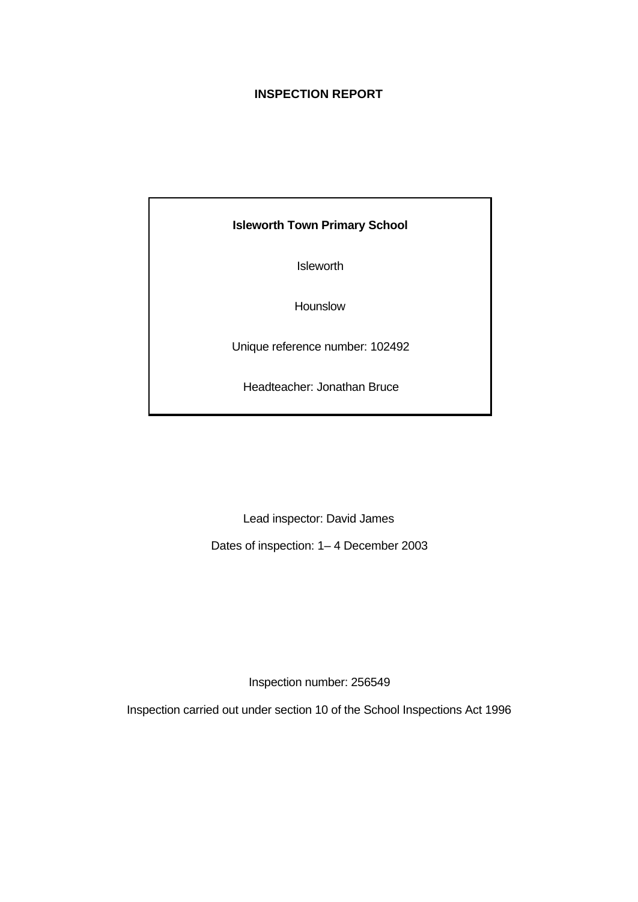# INSPECTION REPORT

**Isleworth Town Primary School**

Isleworth

Hounslow

Unique reference number: 102492

Headteacher: Jonathan Bruce

Lead inspector: David James

Dates of inspection: 1– 4 December 2003

Inspection number: 256549

Inspection carried out under section 10 of the School Inspections Act 1996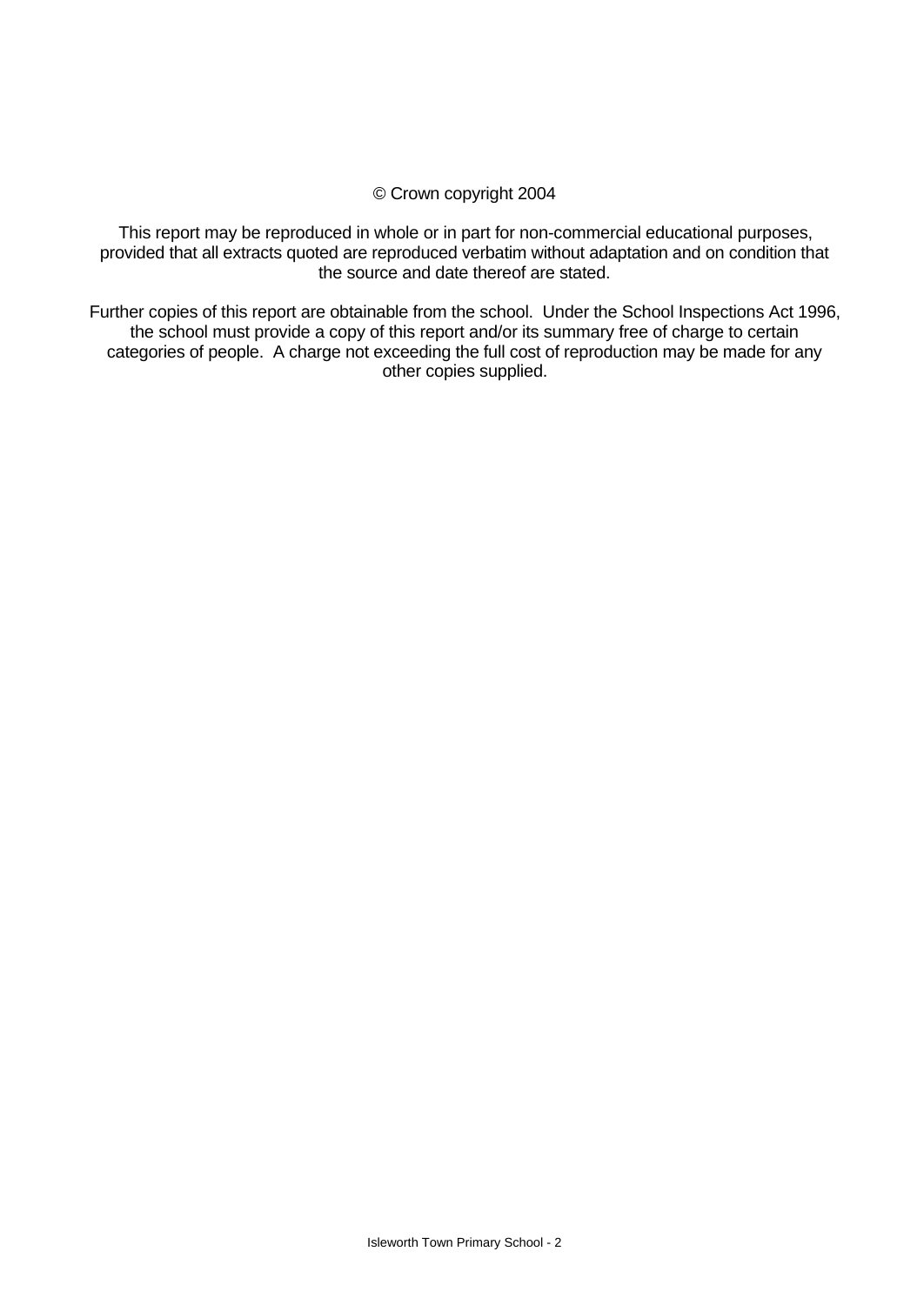© Crown copyright 2004

This report may be reproduced in whole or in part for non-commercial educational purposes, provided that all extracts quoted are reproduced verbatim without adaptation and on condition that the source and date thereof are stated.

Further copies of this report are obtainable from the school. Under the School Inspections Act 1996, the school must provide a copy of this report and/or its summary free of charge to certain categories of people. A charge not exceeding the full cost of reproduction may be made for any other copies supplied.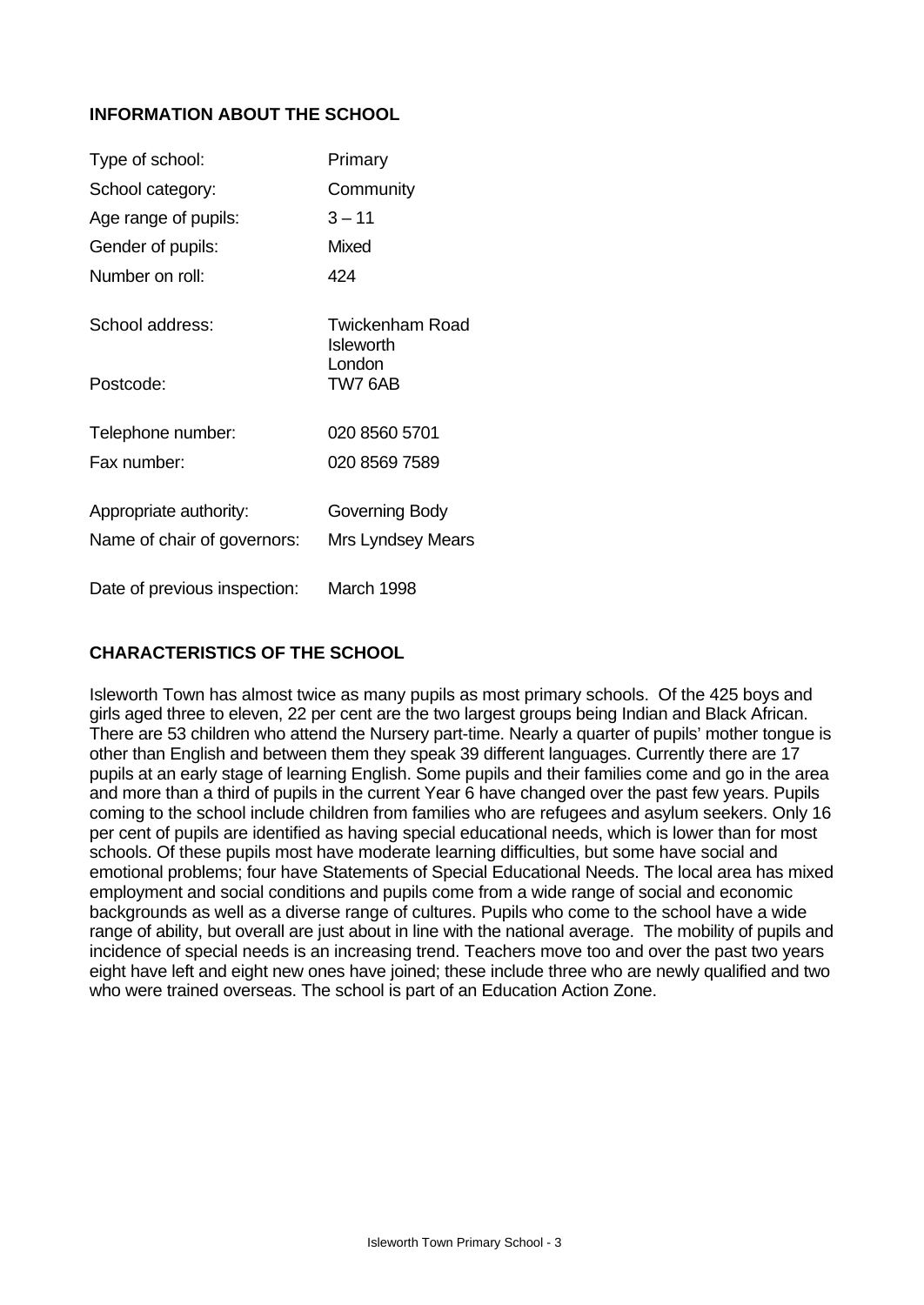## INFORMATION ABOUT THE SCHOOL

| | |
|---|---|
| Type of school: | Primary |
| School category: | Community |
| Age range of pupils: | 3 – 11 |
| Gender of pupils: | Mixed |
| Number on roll: | 424 |
| School address: | Twickenham Road<br>Isleworth<br>London |
| Postcode: | TW7 6AB |
| Telephone number: | 020 8560 5701 |
| Fax number: | 020 8569 7589 |
| Appropriate authority: | Governing Body |
| Name of chair of governors: | Mrs Lyndsey Mears |
| Date of previous inspection: | March 1998 |

## CHARACTERISTICS OF THE SCHOOL

Isleworth Town has almost twice as many pupils as most primary schools. Of the 425 boys and girls aged three to eleven, 22 per cent are the two largest groups being Indian and Black African. There are 53 children who attend the Nursery part-time. Nearly a quarter of pupils' mother tongue is other than English and between them they speak 39 different languages. Currently there are 17 pupils at an early stage of learning English. Some pupils and their families come and go in the area and more than a third of pupils in the current Year 6 have changed over the past few years. Pupils coming to the school include children from families who are refugees and asylum seekers. Only 16 per cent of pupils are identified as having special educational needs, which is lower than for most schools. Of these pupils most have moderate learning difficulties, but some have social and emotional problems; four have Statements of Special Educational Needs. The local area has mixed employment and social conditions and pupils come from a wide range of social and economic backgrounds as well as a diverse range of cultures. Pupils who come to the school have a wide range of ability, but overall are just about in line with the national average. The mobility of pupils and incidence of special needs is an increasing trend. Teachers move too and over the past two years eight have left and eight new ones have joined; these include three who are newly qualified and two who were trained overseas. The school is part of an Education Action Zone.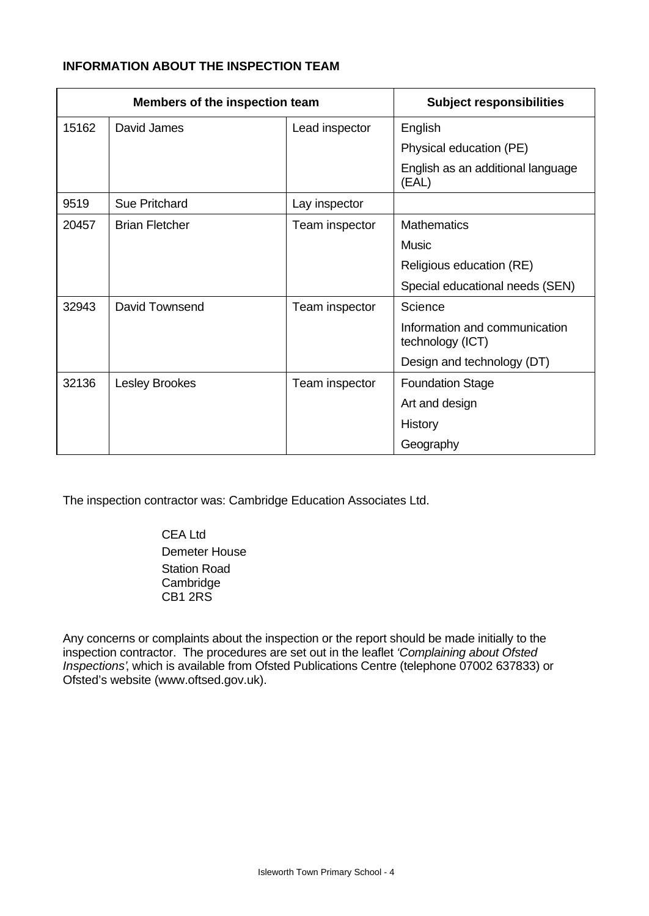**INFORMATION ABOUT THE INSPECTION TEAM**

| Members of the inspection team | | | Subject responsibilities |
|---|---|---|---|
| 15162 | David James | Lead inspector | English |
| | | | Physical education (PE) |
| | | | English as an additional language (EAL) |
| 9519 | Sue Pritchard | Lay inspector | |
| 20457 | Brian Fletcher | Team inspector | Mathematics |
| | | | Music |
| | | | Religious education (RE) |
| | | | Special educational needs (SEN) |
| 32943 | David Townsend | Team inspector | Science |
| | | | Information and communication technology (ICT) |
| | | | Design and technology (DT) |
| 32136 | Lesley Brookes | Team inspector | Foundation Stage |
| | | | Art and design |
| | | | History |
| | | | Geography |

The inspection contractor was: Cambridge Education Associates Ltd.

CEA Ltd
Demeter House
Station Road
Cambridge
CB1 2RS

Any concerns or complaints about the inspection or the report should be made initially to the inspection contractor. The procedures are set out in the leaflet *'Complaining about Ofsted Inspections'*, which is available from Ofsted Publications Centre (telephone 07002 637833) or Ofsted's website (www.oftsed.gov.uk).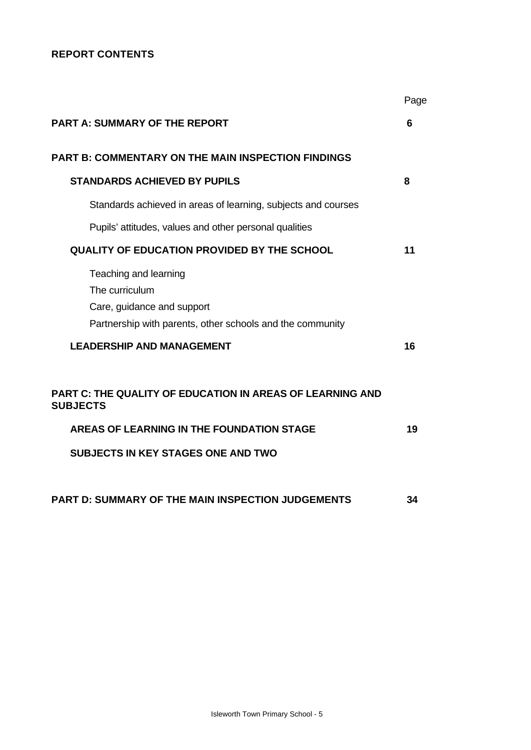**REPORT CONTENTS**

| | Page |
|---|---|
| **PART A: SUMMARY OF THE REPORT** | **6** |
| **PART B: COMMENTARY ON THE MAIN INSPECTION FINDINGS** | |
| **STANDARDS ACHIEVED BY PUPILS** | **8** |
| Standards achieved in areas of learning, subjects and courses | |
| Pupils' attitudes, values and other personal qualities | |
| **QUALITY OF EDUCATION PROVIDED BY THE SCHOOL** | **11** |
| Teaching and learning | |
| The curriculum | |
| Care, guidance and support | |
| Partnership with parents, other schools and the community | |
| **LEADERSHIP AND MANAGEMENT** | **16** |
| **PART C: THE QUALITY OF EDUCATION IN AREAS OF LEARNING AND SUBJECTS** | |
| **AREAS OF LEARNING IN THE FOUNDATION STAGE** | **19** |
| **SUBJECTS IN KEY STAGES ONE AND TWO** | |
| **PART D: SUMMARY OF THE MAIN INSPECTION JUDGEMENTS** | **34** |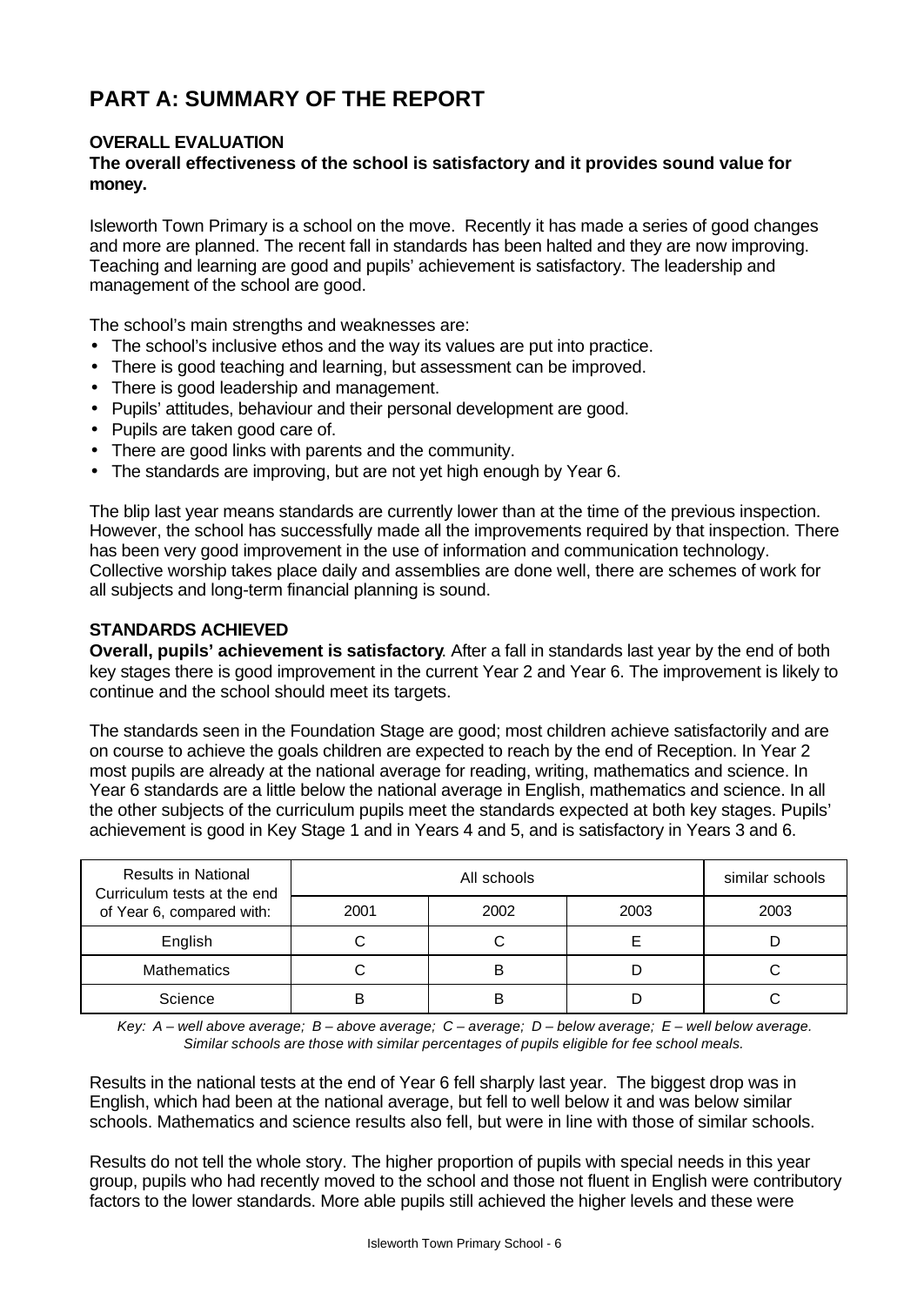# PART A: SUMMARY OF THE REPORT

## OVERALL EVALUATION

**The overall effectiveness of the school is satisfactory and it provides sound value for money.**

Isleworth Town Primary is a school on the move. Recently it has made a series of good changes and more are planned. The recent fall in standards has been halted and they are now improving. Teaching and learning are good and pupils' achievement is satisfactory. The leadership and management of the school are good.

The school's main strengths and weaknesses are:

- The school's inclusive ethos and the way its values are put into practice.
- There is good teaching and learning, but assessment can be improved.
- There is good leadership and management.
- Pupils' attitudes, behaviour and their personal development are good.
- Pupils are taken good care of.
- There are good links with parents and the community.
- The standards are improving, but are not yet high enough by Year 6.

The blip last year means standards are currently lower than at the time of the previous inspection. However, the school has successfully made all the improvements required by that inspection. There has been very good improvement in the use of information and communication technology. Collective worship takes place daily and assemblies are done well, there are schemes of work for all subjects and long-term financial planning is sound.

## STANDARDS ACHIEVED

**Overall, pupils' achievement is satisfactory**. After a fall in standards last year by the end of both key stages there is good improvement in the current Year 2 and Year 6. The improvement is likely to continue and the school should meet its targets.

The standards seen in the Foundation Stage are good; most children achieve satisfactorily and are on course to achieve the goals children are expected to reach by the end of Reception. In Year 2 most pupils are already at the national average for reading, writing, mathematics and science. In Year 6 standards are a little below the national average in English, mathematics and science. In all the other subjects of the curriculum pupils meet the standards expected at both key stages. Pupils' achievement is good in Key Stage 1 and in Years 4 and 5, and is satisfactory in Years 3 and 6.

| Results in National Curriculum tests at the end of Year 6, compared with: | All schools | | | similar schools |
|---|---|---|---|---|
| | 2001 | 2002 | 2003 | 2003 |
| English | C | C | E | D |
| Mathematics | C | B | D | C |
| Science | B | B | D | C |

*Key: A – well above average; B – above average; C – average; D – below average; E – well below average. Similar schools are those with similar percentages of pupils eligible for fee school meals.*

Results in the national tests at the end of Year 6 fell sharply last year. The biggest drop was in English, which had been at the national average, but fell to well below it and was below similar schools. Mathematics and science results also fell, but were in line with those of similar schools.

Results do not tell the whole story. The higher proportion of pupils with special needs in this year group, pupils who had recently moved to the school and those not fluent in English were contributory factors to the lower standards. More able pupils still achieved the higher levels and these were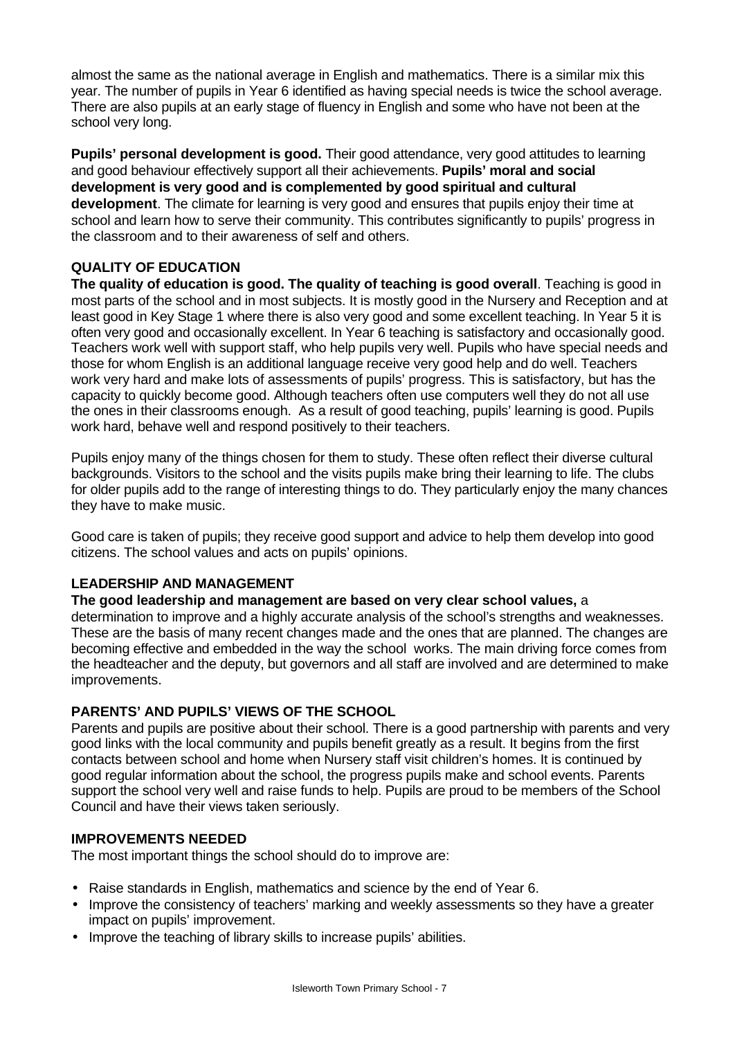almost the same as the national average in English and mathematics. There is a similar mix this year. The number of pupils in Year 6 identified as having special needs is twice the school average. There are also pupils at an early stage of fluency in English and some who have not been at the school very long.

**Pupils' personal development is good.** Their good attendance, very good attitudes to learning and good behaviour effectively support all their achievements. **Pupils' moral and social development is very good and is complemented by good spiritual and cultural development**. The climate for learning is very good and ensures that pupils enjoy their time at school and learn how to serve their community. This contributes significantly to pupils' progress in the classroom and to their awareness of self and others.

**QUALITY OF EDUCATION**

**The quality of education is good. The quality of teaching is good overall**. Teaching is good in most parts of the school and in most subjects. It is mostly good in the Nursery and Reception and at least good in Key Stage 1 where there is also very good and some excellent teaching. In Year 5 it is often very good and occasionally excellent. In Year 6 teaching is satisfactory and occasionally good. Teachers work well with support staff, who help pupils very well. Pupils who have special needs and those for whom English is an additional language receive very good help and do well. Teachers work very hard and make lots of assessments of pupils' progress. This is satisfactory, but has the capacity to quickly become good. Although teachers often use computers well they do not all use the ones in their classrooms enough. As a result of good teaching, pupils' learning is good. Pupils work hard, behave well and respond positively to their teachers.

Pupils enjoy many of the things chosen for them to study. These often reflect their diverse cultural backgrounds. Visitors to the school and the visits pupils make bring their learning to life. The clubs for older pupils add to the range of interesting things to do. They particularly enjoy the many chances they have to make music.

Good care is taken of pupils; they receive good support and advice to help them develop into good citizens. The school values and acts on pupils' opinions.

**LEADERSHIP AND MANAGEMENT**

**The good leadership and management are based on very clear school values,** a determination to improve and a highly accurate analysis of the school's strengths and weaknesses. These are the basis of many recent changes made and the ones that are planned. The changes are becoming effective and embedded in the way the school works. The main driving force comes from the headteacher and the deputy, but governors and all staff are involved and are determined to make improvements.

**PARENTS' AND PUPILS' VIEWS OF THE SCHOOL**

Parents and pupils are positive about their school. There is a good partnership with parents and very good links with the local community and pupils benefit greatly as a result. It begins from the first contacts between school and home when Nursery staff visit children's homes. It is continued by good regular information about the school, the progress pupils make and school events. Parents support the school very well and raise funds to help. Pupils are proud to be members of the School Council and have their views taken seriously.

**IMPROVEMENTS NEEDED**

The most important things the school should do to improve are:

- Raise standards in English, mathematics and science by the end of Year 6.
- Improve the consistency of teachers' marking and weekly assessments so they have a greater impact on pupils' improvement.
- Improve the teaching of library skills to increase pupils' abilities.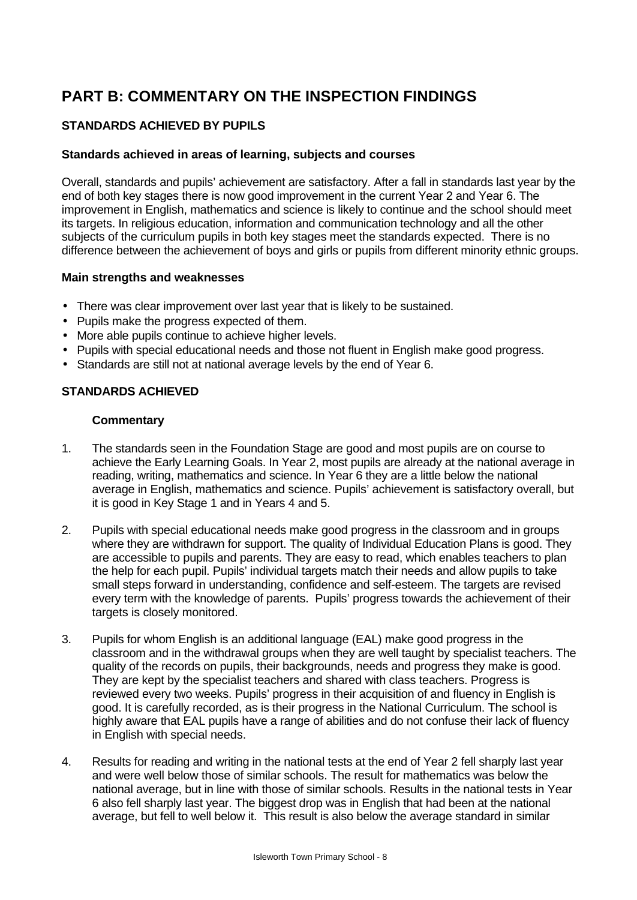# PART B: COMMENTARY ON THE INSPECTION FINDINGS

## STANDARDS ACHIEVED BY PUPILS

### Standards achieved in areas of learning, subjects and courses

Overall, standards and pupils' achievement are satisfactory. After a fall in standards last year by the end of both key stages there is now good improvement in the current Year 2 and Year 6. The improvement in English, mathematics and science is likely to continue and the school should meet its targets. In religious education, information and communication technology and all the other subjects of the curriculum pupils in both key stages meet the standards expected. There is no difference between the achievement of boys and girls or pupils from different minority ethnic groups.

### Main strengths and weaknesses

- There was clear improvement over last year that is likely to be sustained.
- Pupils make the progress expected of them.
- More able pupils continue to achieve higher levels.
- Pupils with special educational needs and those not fluent in English make good progress.
- Standards are still not at national average levels by the end of Year 6.

## STANDARDS ACHIEVED

**Commentary**

1. The standards seen in the Foundation Stage are good and most pupils are on course to achieve the Early Learning Goals. In Year 2, most pupils are already at the national average in reading, writing, mathematics and science. In Year 6 they are a little below the national average in English, mathematics and science. Pupils' achievement is satisfactory overall, but it is good in Key Stage 1 and in Years 4 and 5.

2. Pupils with special educational needs make good progress in the classroom and in groups where they are withdrawn for support. The quality of Individual Education Plans is good. They are accessible to pupils and parents. They are easy to read, which enables teachers to plan the help for each pupil. Pupils' individual targets match their needs and allow pupils to take small steps forward in understanding, confidence and self-esteem. The targets are revised every term with the knowledge of parents. Pupils' progress towards the achievement of their targets is closely monitored.

3. Pupils for whom English is an additional language (EAL) make good progress in the classroom and in the withdrawal groups when they are well taught by specialist teachers. The quality of the records on pupils, their backgrounds, needs and progress they make is good. They are kept by the specialist teachers and shared with class teachers. Progress is reviewed every two weeks. Pupils' progress in their acquisition of and fluency in English is good. It is carefully recorded, as is their progress in the National Curriculum. The school is highly aware that EAL pupils have a range of abilities and do not confuse their lack of fluency in English with special needs.

4. Results for reading and writing in the national tests at the end of Year 2 fell sharply last year and were well below those of similar schools. The result for mathematics was below the national average, but in line with those of similar schools. Results in the national tests in Year 6 also fell sharply last year. The biggest drop was in English that had been at the national average, but fell to well below it. This result is also below the average standard in similar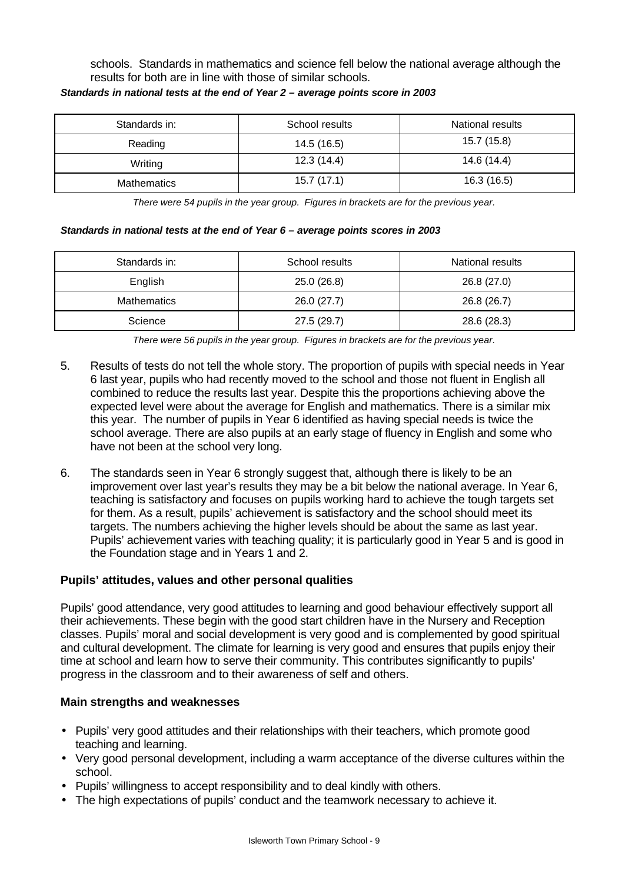schools. Standards in mathematics and science fell below the national average although the results for both are in line with those of similar schools.

***Standards in national tests at the end of Year 2 – average points score in 2003***

| Standards in: | School results | National results |
|---|---|---|
| Reading | 14.5 (16.5) | 15.7 (15.8) |
| Writing | 12.3 (14.4) | 14.6 (14.4) |
| Mathematics | 15.7 (17.1) | 16.3 (16.5) |

*There were 54 pupils in the year group. Figures in brackets are for the previous year.*

***Standards in national tests at the end of Year 6 – average points scores in 2003***

| Standards in: | School results | National results |
|---|---|---|
| English | 25.0 (26.8) | 26.8 (27.0) |
| Mathematics | 26.0 (27.7) | 26.8 (26.7) |
| Science | 27.5 (29.7) | 28.6 (28.3) |

*There were 56 pupils in the year group. Figures in brackets are for the previous year.*

5. Results of tests do not tell the whole story. The proportion of pupils with special needs in Year 6 last year, pupils who had recently moved to the school and those not fluent in English all combined to reduce the results last year. Despite this the proportions achieving above the expected level were about the average for English and mathematics. There is a similar mix this year. The number of pupils in Year 6 identified as having special needs is twice the school average. There are also pupils at an early stage of fluency in English and some who have not been at the school very long.

6. The standards seen in Year 6 strongly suggest that, although there is likely to be an improvement over last year's results they may be a bit below the national average. In Year 6, teaching is satisfactory and focuses on pupils working hard to achieve the tough targets set for them. As a result, pupils' achievement is satisfactory and the school should meet its targets. The numbers achieving the higher levels should be about the same as last year. Pupils' achievement varies with teaching quality; it is particularly good in Year 5 and is good in the Foundation stage and in Years 1 and 2.

**Pupils' attitudes, values and other personal qualities**

Pupils' good attendance, very good attitudes to learning and good behaviour effectively support all their achievements. These begin with the good start children have in the Nursery and Reception classes. Pupils' moral and social development is very good and is complemented by good spiritual and cultural development. The climate for learning is very good and ensures that pupils enjoy their time at school and learn how to serve their community. This contributes significantly to pupils' progress in the classroom and to their awareness of self and others.

**Main strengths and weaknesses**

- Pupils' very good attitudes and their relationships with their teachers, which promote good teaching and learning.
- Very good personal development, including a warm acceptance of the diverse cultures within the school.
- Pupils' willingness to accept responsibility and to deal kindly with others.
- The high expectations of pupils' conduct and the teamwork necessary to achieve it.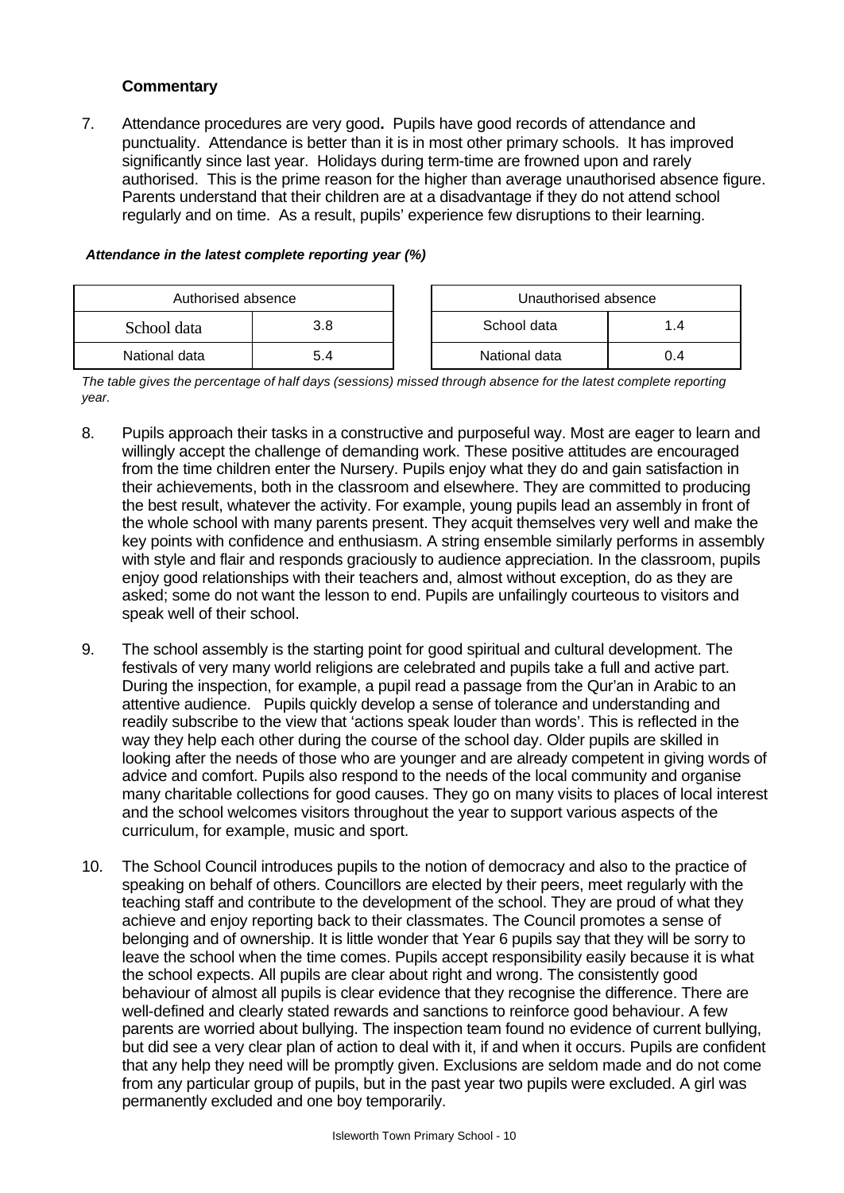### Commentary

7. Attendance procedures are very good**.** Pupils have good records of attendance and punctuality. Attendance is better than it is in most other primary schools. It has improved significantly since last year. Holidays during term-time are frowned upon and rarely authorised. This is the prime reason for the higher than average unauthorised absence figure. Parents understand that their children are at a disadvantage if they do not attend school regularly and on time. As a result, pupils' experience few disruptions to their learning.

***Attendance in the latest complete reporting year (%)***

| Authorised absence | |
|---|---|
| School data | 3.8 |
| National data | 5.4 |

| Unauthorised absence | |
|---|---|
| School data | 1.4 |
| National data | 0.4 |

*The table gives the percentage of half days (sessions) missed through absence for the latest complete reporting year.*

8. Pupils approach their tasks in a constructive and purposeful way. Most are eager to learn and willingly accept the challenge of demanding work. These positive attitudes are encouraged from the time children enter the Nursery. Pupils enjoy what they do and gain satisfaction in their achievements, both in the classroom and elsewhere. They are committed to producing the best result, whatever the activity. For example, young pupils lead an assembly in front of the whole school with many parents present. They acquit themselves very well and make the key points with confidence and enthusiasm. A string ensemble similarly performs in assembly with style and flair and responds graciously to audience appreciation. In the classroom, pupils enjoy good relationships with their teachers and, almost without exception, do as they are asked; some do not want the lesson to end. Pupils are unfailingly courteous to visitors and speak well of their school.

9. The school assembly is the starting point for good spiritual and cultural development. The festivals of very many world religions are celebrated and pupils take a full and active part. During the inspection, for example, a pupil read a passage from the Qur'an in Arabic to an attentive audience. Pupils quickly develop a sense of tolerance and understanding and readily subscribe to the view that 'actions speak louder than words'. This is reflected in the way they help each other during the course of the school day. Older pupils are skilled in looking after the needs of those who are younger and are already competent in giving words of advice and comfort. Pupils also respond to the needs of the local community and organise many charitable collections for good causes. They go on many visits to places of local interest and the school welcomes visitors throughout the year to support various aspects of the curriculum, for example, music and sport.

10. The School Council introduces pupils to the notion of democracy and also to the practice of speaking on behalf of others. Councillors are elected by their peers, meet regularly with the teaching staff and contribute to the development of the school. They are proud of what they achieve and enjoy reporting back to their classmates. The Council promotes a sense of belonging and of ownership. It is little wonder that Year 6 pupils say that they will be sorry to leave the school when the time comes. Pupils accept responsibility easily because it is what the school expects. All pupils are clear about right and wrong. The consistently good behaviour of almost all pupils is clear evidence that they recognise the difference. There are well-defined and clearly stated rewards and sanctions to reinforce good behaviour. A few parents are worried about bullying. The inspection team found no evidence of current bullying, but did see a very clear plan of action to deal with it, if and when it occurs. Pupils are confident that any help they need will be promptly given. Exclusions are seldom made and do not come from any particular group of pupils, but in the past year two pupils were excluded. A girl was permanently excluded and one boy temporarily.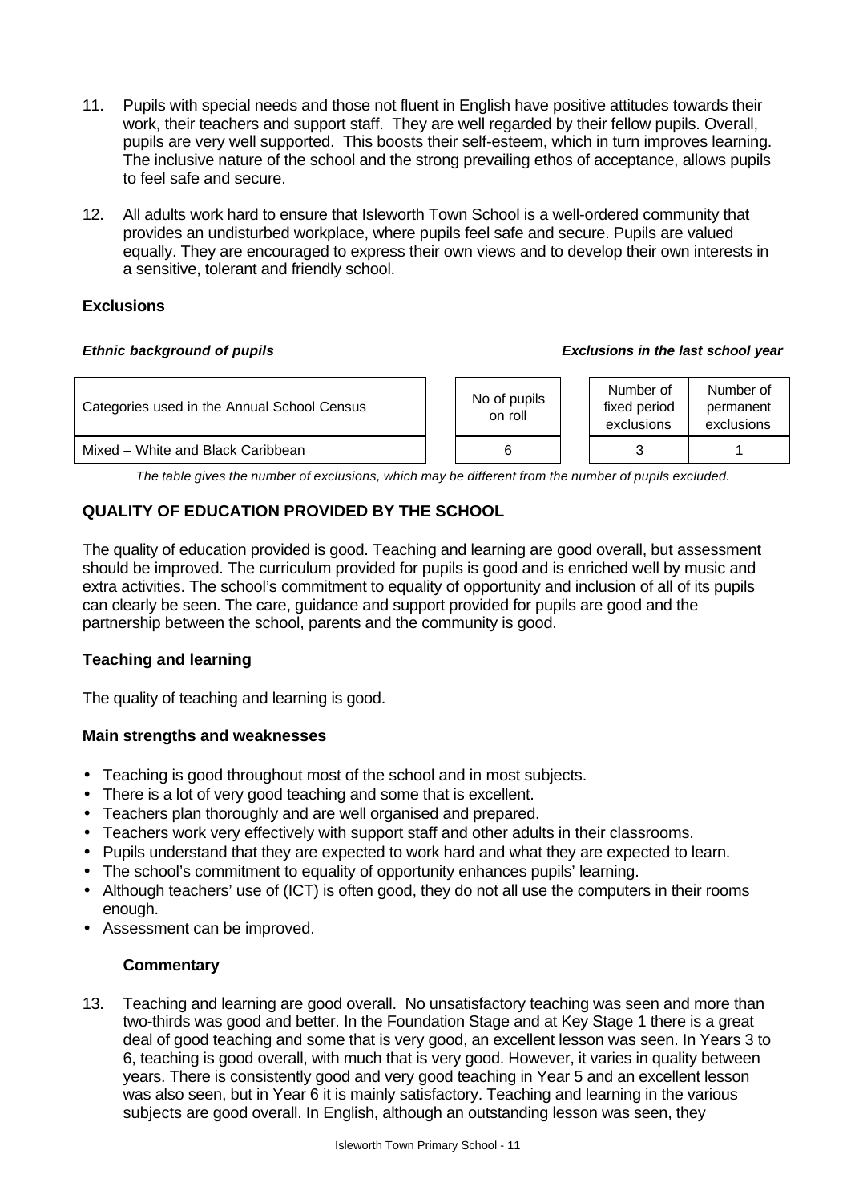11. Pupils with special needs and those not fluent in English have positive attitudes towards their work, their teachers and support staff. They are well regarded by their fellow pupils. Overall, pupils are very well supported. This boosts their self-esteem, which in turn improves learning. The inclusive nature of the school and the strong prevailing ethos of acceptance, allows pupils to feel safe and secure.

12. All adults work hard to ensure that Isleworth Town School is a well-ordered community that provides an undisturbed workplace, where pupils feel safe and secure. Pupils are valued equally. They are encouraged to express their own views and to develop their own interests in a sensitive, tolerant and friendly school.

### Exclusions

***Ethnic background of pupils*** ***Exclusions in the last school year***

| Categories used in the Annual School Census | No of pupils on roll | Number of fixed period exclusions | Number of permanent exclusions |
|---|---|---|---|
| Mixed – White and Black Caribbean | 6 | 3 | 1 |

*The table gives the number of exclusions, which may be different from the number of pupils excluded.*

## QUALITY OF EDUCATION PROVIDED BY THE SCHOOL

The quality of education provided is good. Teaching and learning are good overall, but assessment should be improved. The curriculum provided for pupils is good and is enriched well by music and extra activities. The school's commitment to equality of opportunity and inclusion of all of its pupils can clearly be seen. The care, guidance and support provided for pupils are good and the partnership between the school, parents and the community is good.

### Teaching and learning

The quality of teaching and learning is good.

### Main strengths and weaknesses

- Teaching is good throughout most of the school and in most subjects.
- There is a lot of very good teaching and some that is excellent.
- Teachers plan thoroughly and are well organised and prepared.
- Teachers work very effectively with support staff and other adults in their classrooms.
- Pupils understand that they are expected to work hard and what they are expected to learn.
- The school's commitment to equality of opportunity enhances pupils' learning.
- Although teachers' use of (ICT) is often good, they do not all use the computers in their rooms enough.
- Assessment can be improved.

#### Commentary

13. Teaching and learning are good overall. No unsatisfactory teaching was seen and more than two-thirds was good and better. In the Foundation Stage and at Key Stage 1 there is a great deal of good teaching and some that is very good, an excellent lesson was seen. In Years 3 to 6, teaching is good overall, with much that is very good. However, it varies in quality between years. There is consistently good and very good teaching in Year 5 and an excellent lesson was also seen, but in Year 6 it is mainly satisfactory. Teaching and learning in the various subjects are good overall. In English, although an outstanding lesson was seen, they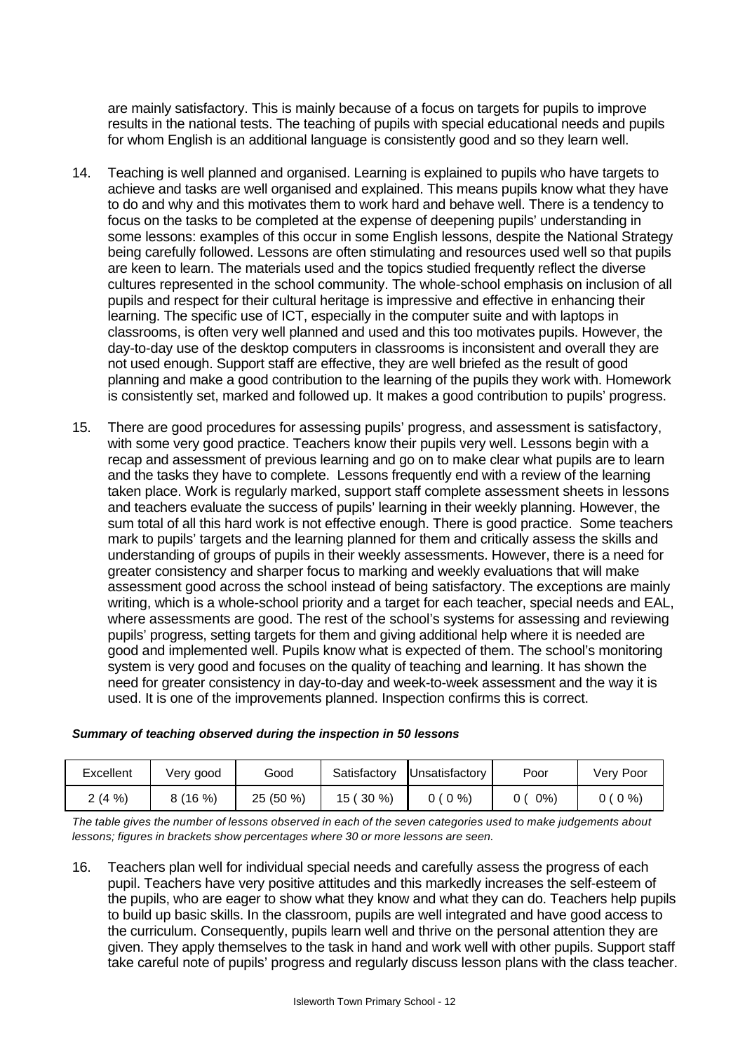are mainly satisfactory. This is mainly because of a focus on targets for pupils to improve results in the national tests. The teaching of pupils with special educational needs and pupils for whom English is an additional language is consistently good and so they learn well.

14. Teaching is well planned and organised. Learning is explained to pupils who have targets to achieve and tasks are well organised and explained. This means pupils know what they have to do and why and this motivates them to work hard and behave well. There is a tendency to focus on the tasks to be completed at the expense of deepening pupils' understanding in some lessons: examples of this occur in some English lessons, despite the National Strategy being carefully followed. Lessons are often stimulating and resources used well so that pupils are keen to learn. The materials used and the topics studied frequently reflect the diverse cultures represented in the school community. The whole-school emphasis on inclusion of all pupils and respect for their cultural heritage is impressive and effective in enhancing their learning. The specific use of ICT, especially in the computer suite and with laptops in classrooms, is often very well planned and used and this too motivates pupils. However, the day-to-day use of the desktop computers in classrooms is inconsistent and overall they are not used enough. Support staff are effective, they are well briefed as the result of good planning and make a good contribution to the learning of the pupils they work with. Homework is consistently set, marked and followed up. It makes a good contribution to pupils' progress.

15. There are good procedures for assessing pupils' progress, and assessment is satisfactory, with some very good practice. Teachers know their pupils very well. Lessons begin with a recap and assessment of previous learning and go on to make clear what pupils are to learn and the tasks they have to complete. Lessons frequently end with a review of the learning taken place. Work is regularly marked, support staff complete assessment sheets in lessons and teachers evaluate the success of pupils' learning in their weekly planning. However, the sum total of all this hard work is not effective enough. There is good practice. Some teachers mark to pupils' targets and the learning planned for them and critically assess the skills and understanding of groups of pupils in their weekly assessments. However, there is a need for greater consistency and sharper focus to marking and weekly evaluations that will make assessment good across the school instead of being satisfactory. The exceptions are mainly writing, which is a whole-school priority and a target for each teacher, special needs and EAL, where assessments are good. The rest of the school's systems for assessing and reviewing pupils' progress, setting targets for them and giving additional help where it is needed are good and implemented well. Pupils know what is expected of them. The school's monitoring system is very good and focuses on the quality of teaching and learning. It has shown the need for greater consistency in day-to-day and week-to-week assessment and the way it is used. It is one of the improvements planned. Inspection confirms this is correct.

***Summary of teaching observed during the inspection in 50 lessons***

| Excellent | Very good | Good | Satisfactory | Unsatisfactory | Poor | Very Poor |
|---|---|---|---|---|---|---|
| 2 (4 %) | 8 (16 %) | 25 (50 %) | 15 ( 30 %) | 0 ( 0 %) | 0 ( 0%) | 0 ( 0 %) |

*The table gives the number of lessons observed in each of the seven categories used to make judgements about lessons; figures in brackets show percentages where 30 or more lessons are seen.*

16. Teachers plan well for individual special needs and carefully assess the progress of each pupil. Teachers have very positive attitudes and this markedly increases the self-esteem of the pupils, who are eager to show what they know and what they can do. Teachers help pupils to build up basic skills. In the classroom, pupils are well integrated and have good access to the curriculum. Consequently, pupils learn well and thrive on the personal attention they are given. They apply themselves to the task in hand and work well with other pupils. Support staff take careful note of pupils' progress and regularly discuss lesson plans with the class teacher.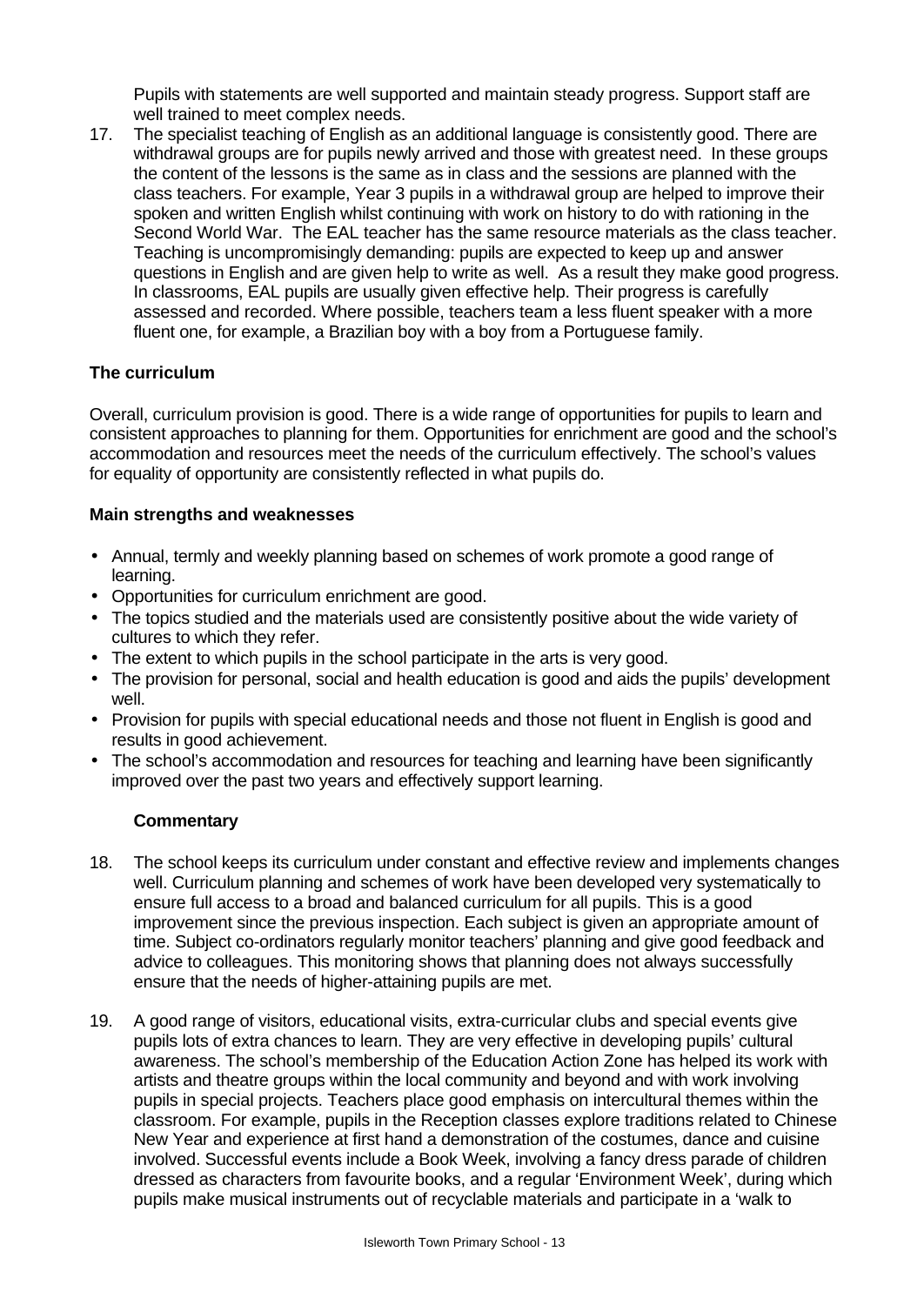Pupils with statements are well supported and maintain steady progress. Support staff are well trained to meet complex needs.

17. The specialist teaching of English as an additional language is consistently good. There are withdrawal groups are for pupils newly arrived and those with greatest need. In these groups the content of the lessons is the same as in class and the sessions are planned with the class teachers. For example, Year 3 pupils in a withdrawal group are helped to improve their spoken and written English whilst continuing with work on history to do with rationing in the Second World War. The EAL teacher has the same resource materials as the class teacher. Teaching is uncompromisingly demanding: pupils are expected to keep up and answer questions in English and are given help to write as well. As a result they make good progress. In classrooms, EAL pupils are usually given effective help. Their progress is carefully assessed and recorded. Where possible, teachers team a less fluent speaker with a more fluent one, for example, a Brazilian boy with a boy from a Portuguese family.

### The curriculum

Overall, curriculum provision is good. There is a wide range of opportunities for pupils to learn and consistent approaches to planning for them. Opportunities for enrichment are good and the school's accommodation and resources meet the needs of the curriculum effectively. The school's values for equality of opportunity are consistently reflected in what pupils do.

#### Main strengths and weaknesses

- Annual, termly and weekly planning based on schemes of work promote a good range of learning.
- Opportunities for curriculum enrichment are good.
- The topics studied and the materials used are consistently positive about the wide variety of cultures to which they refer.
- The extent to which pupils in the school participate in the arts is very good.
- The provision for personal, social and health education is good and aids the pupils' development well.
- Provision for pupils with special educational needs and those not fluent in English is good and results in good achievement.
- The school's accommodation and resources for teaching and learning have been significantly improved over the past two years and effectively support learning.

#### Commentary

18. The school keeps its curriculum under constant and effective review and implements changes well. Curriculum planning and schemes of work have been developed very systematically to ensure full access to a broad and balanced curriculum for all pupils. This is a good improvement since the previous inspection. Each subject is given an appropriate amount of time. Subject co-ordinators regularly monitor teachers' planning and give good feedback and advice to colleagues. This monitoring shows that planning does not always successfully ensure that the needs of higher-attaining pupils are met.

19. A good range of visitors, educational visits, extra-curricular clubs and special events give pupils lots of extra chances to learn. They are very effective in developing pupils' cultural awareness. The school's membership of the Education Action Zone has helped its work with artists and theatre groups within the local community and beyond and with work involving pupils in special projects. Teachers place good emphasis on intercultural themes within the classroom. For example, pupils in the Reception classes explore traditions related to Chinese New Year and experience at first hand a demonstration of the costumes, dance and cuisine involved. Successful events include a Book Week, involving a fancy dress parade of children dressed as characters from favourite books, and a regular 'Environment Week', during which pupils make musical instruments out of recyclable materials and participate in a 'walk to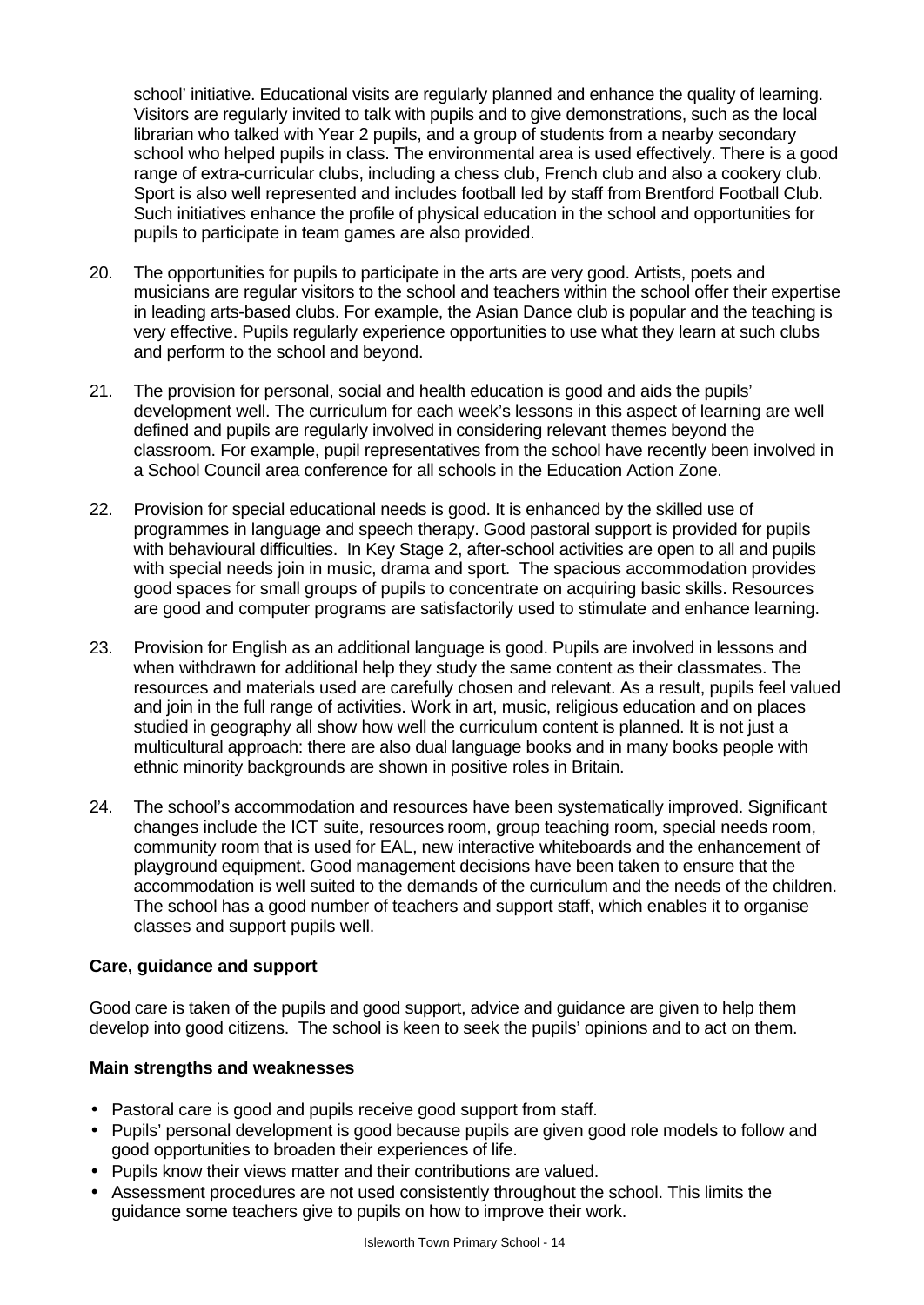school' initiative. Educational visits are regularly planned and enhance the quality of learning. Visitors are regularly invited to talk with pupils and to give demonstrations, such as the local librarian who talked with Year 2 pupils, and a group of students from a nearby secondary school who helped pupils in class. The environmental area is used effectively. There is a good range of extra-curricular clubs, including a chess club, French club and also a cookery club. Sport is also well represented and includes football led by staff from Brentford Football Club. Such initiatives enhance the profile of physical education in the school and opportunities for pupils to participate in team games are also provided.

20. The opportunities for pupils to participate in the arts are very good. Artists, poets and musicians are regular visitors to the school and teachers within the school offer their expertise in leading arts-based clubs. For example, the Asian Dance club is popular and the teaching is very effective. Pupils regularly experience opportunities to use what they learn at such clubs and perform to the school and beyond.

21. The provision for personal, social and health education is good and aids the pupils' development well. The curriculum for each week's lessons in this aspect of learning are well defined and pupils are regularly involved in considering relevant themes beyond the classroom. For example, pupil representatives from the school have recently been involved in a School Council area conference for all schools in the Education Action Zone.

22. Provision for special educational needs is good. It is enhanced by the skilled use of programmes in language and speech therapy. Good pastoral support is provided for pupils with behavioural difficulties. In Key Stage 2, after-school activities are open to all and pupils with special needs join in music, drama and sport. The spacious accommodation provides good spaces for small groups of pupils to concentrate on acquiring basic skills. Resources are good and computer programs are satisfactorily used to stimulate and enhance learning.

23. Provision for English as an additional language is good. Pupils are involved in lessons and when withdrawn for additional help they study the same content as their classmates. The resources and materials used are carefully chosen and relevant. As a result, pupils feel valued and join in the full range of activities. Work in art, music, religious education and on places studied in geography all show how well the curriculum content is planned. It is not just a multicultural approach: there are also dual language books and in many books people with ethnic minority backgrounds are shown in positive roles in Britain.

24. The school's accommodation and resources have been systematically improved. Significant changes include the ICT suite, resources room, group teaching room, special needs room, community room that is used for EAL, new interactive whiteboards and the enhancement of playground equipment. Good management decisions have been taken to ensure that the accommodation is well suited to the demands of the curriculum and the needs of the children. The school has a good number of teachers and support staff, which enables it to organise classes and support pupils well.

### Care, guidance and support

Good care is taken of the pupils and good support, advice and guidance are given to help them develop into good citizens. The school is keen to seek the pupils' opinions and to act on them.

#### Main strengths and weaknesses

- Pastoral care is good and pupils receive good support from staff.
- Pupils' personal development is good because pupils are given good role models to follow and good opportunities to broaden their experiences of life.
- Pupils know their views matter and their contributions are valued.
- Assessment procedures are not used consistently throughout the school. This limits the guidance some teachers give to pupils on how to improve their work.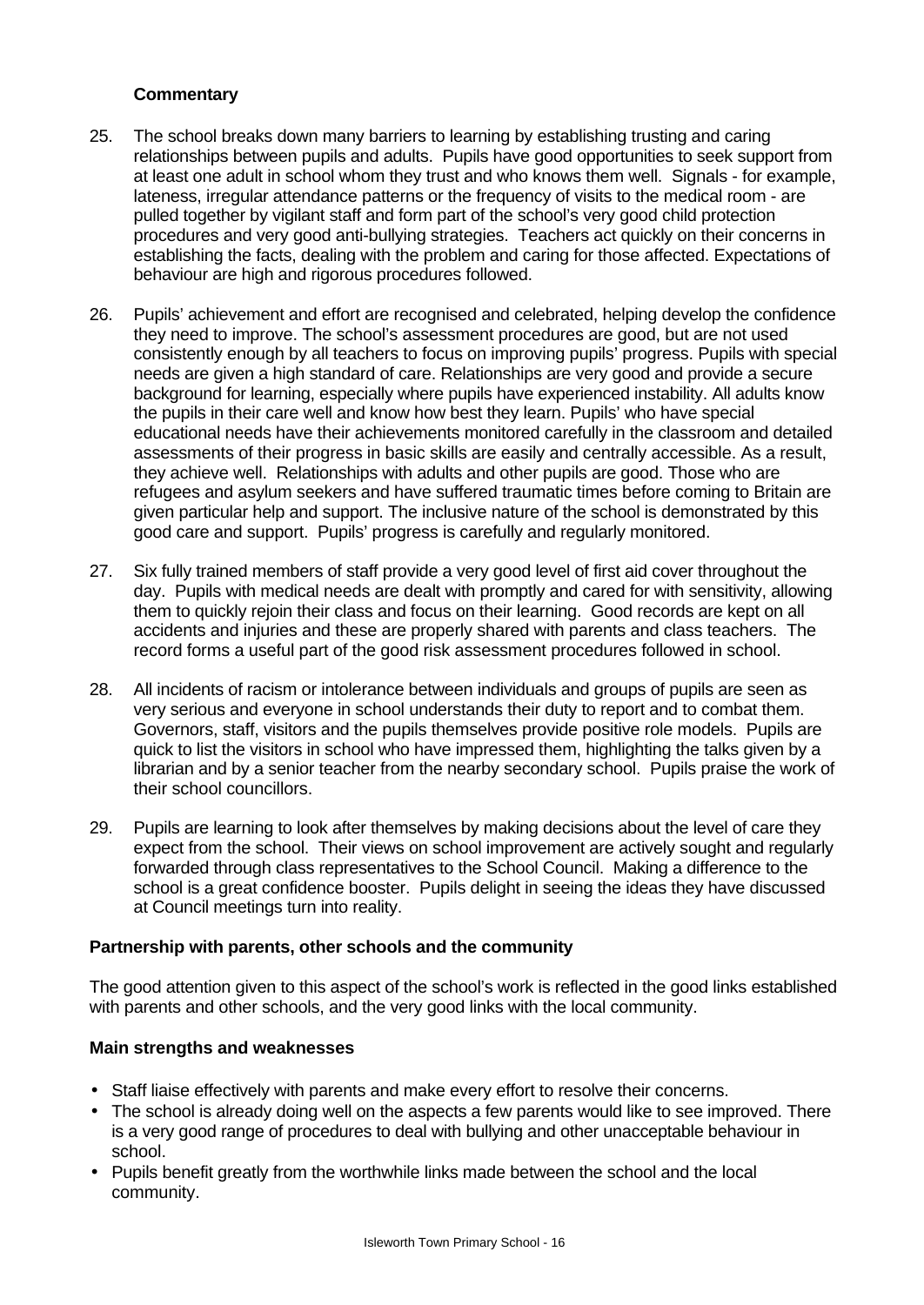**Commentary**

25. The school breaks down many barriers to learning by establishing trusting and caring relationships between pupils and adults. Pupils have good opportunities to seek support from at least one adult in school whom they trust and who knows them well. Signals - for example, lateness, irregular attendance patterns or the frequency of visits to the medical room - are pulled together by vigilant staff and form part of the school's very good child protection procedures and very good anti-bullying strategies. Teachers act quickly on their concerns in establishing the facts, dealing with the problem and caring for those affected. Expectations of behaviour are high and rigorous procedures followed.

26. Pupils' achievement and effort are recognised and celebrated, helping develop the confidence they need to improve. The school's assessment procedures are good, but are not used consistently enough by all teachers to focus on improving pupils' progress. Pupils with special needs are given a high standard of care. Relationships are very good and provide a secure background for learning, especially where pupils have experienced instability. All adults know the pupils in their care well and know how best they learn. Pupils' who have special educational needs have their achievements monitored carefully in the classroom and detailed assessments of their progress in basic skills are easily and centrally accessible. As a result, they achieve well. Relationships with adults and other pupils are good. Those who are refugees and asylum seekers and have suffered traumatic times before coming to Britain are given particular help and support. The inclusive nature of the school is demonstrated by this good care and support. Pupils' progress is carefully and regularly monitored.

27. Six fully trained members of staff provide a very good level of first aid cover throughout the day. Pupils with medical needs are dealt with promptly and cared for with sensitivity, allowing them to quickly rejoin their class and focus on their learning. Good records are kept on all accidents and injuries and these are properly shared with parents and class teachers. The record forms a useful part of the good risk assessment procedures followed in school.

28. All incidents of racism or intolerance between individuals and groups of pupils are seen as very serious and everyone in school understands their duty to report and to combat them. Governors, staff, visitors and the pupils themselves provide positive role models. Pupils are quick to list the visitors in school who have impressed them, highlighting the talks given by a librarian and by a senior teacher from the nearby secondary school. Pupils praise the work of their school councillors.

29. Pupils are learning to look after themselves by making decisions about the level of care they expect from the school. Their views on school improvement are actively sought and regularly forwarded through class representatives to the School Council. Making a difference to the school is a great confidence booster. Pupils delight in seeing the ideas they have discussed at Council meetings turn into reality.

**Partnership with parents, other schools and the community**

The good attention given to this aspect of the school's work is reflected in the good links established with parents and other schools, and the very good links with the local community.

**Main strengths and weaknesses**

- Staff liaise effectively with parents and make every effort to resolve their concerns.
- The school is already doing well on the aspects a few parents would like to see improved. There is a very good range of procedures to deal with bullying and other unacceptable behaviour in school.
- Pupils benefit greatly from the worthwhile links made between the school and the local community.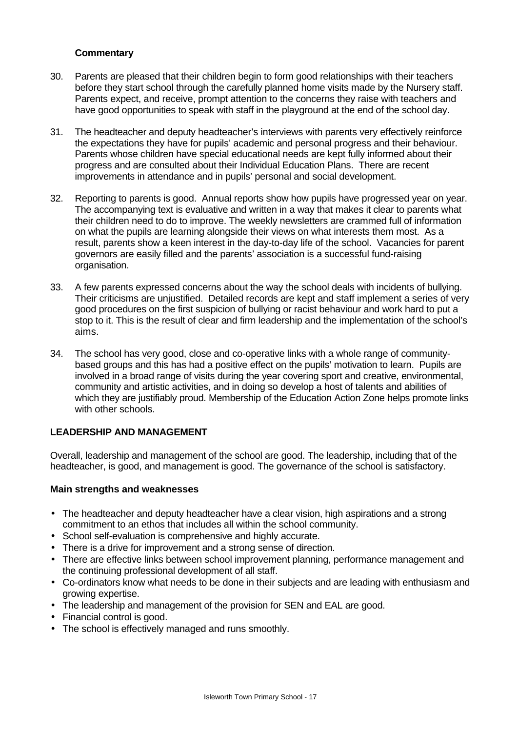**Commentary**

30. Parents are pleased that their children begin to form good relationships with their teachers before they start school through the carefully planned home visits made by the Nursery staff. Parents expect, and receive, prompt attention to the concerns they raise with teachers and have good opportunities to speak with staff in the playground at the end of the school day.

31. The headteacher and deputy headteacher's interviews with parents very effectively reinforce the expectations they have for pupils' academic and personal progress and their behaviour. Parents whose children have special educational needs are kept fully informed about their progress and are consulted about their Individual Education Plans. There are recent improvements in attendance and in pupils' personal and social development.

32. Reporting to parents is good. Annual reports show how pupils have progressed year on year. The accompanying text is evaluative and written in a way that makes it clear to parents what their children need to do to improve. The weekly newsletters are crammed full of information on what the pupils are learning alongside their views on what interests them most. As a result, parents show a keen interest in the day-to-day life of the school. Vacancies for parent governors are easily filled and the parents' association is a successful fund-raising organisation.

33. A few parents expressed concerns about the way the school deals with incidents of bullying. Their criticisms are unjustified. Detailed records are kept and staff implement a series of very good procedures on the first suspicion of bullying or racist behaviour and work hard to put a stop to it. This is the result of clear and firm leadership and the implementation of the school's aims.

34. The school has very good, close and co-operative links with a whole range of community-based groups and this has had a positive effect on the pupils' motivation to learn. Pupils are involved in a broad range of visits during the year covering sport and creative, environmental, community and artistic activities, and in doing so develop a host of talents and abilities of which they are justifiably proud. Membership of the Education Action Zone helps promote links with other schools.

## LEADERSHIP AND MANAGEMENT

Overall, leadership and management of the school are good. The leadership, including that of the headteacher, is good, and management is good. The governance of the school is satisfactory.

**Main strengths and weaknesses**

- The headteacher and deputy headteacher have a clear vision, high aspirations and a strong commitment to an ethos that includes all within the school community.
- School self-evaluation is comprehensive and highly accurate.
- There is a drive for improvement and a strong sense of direction.
- There are effective links between school improvement planning, performance management and the continuing professional development of all staff.
- Co-ordinators know what needs to be done in their subjects and are leading with enthusiasm and growing expertise.
- The leadership and management of the provision for SEN and EAL are good.
- Financial control is good.
- The school is effectively managed and runs smoothly.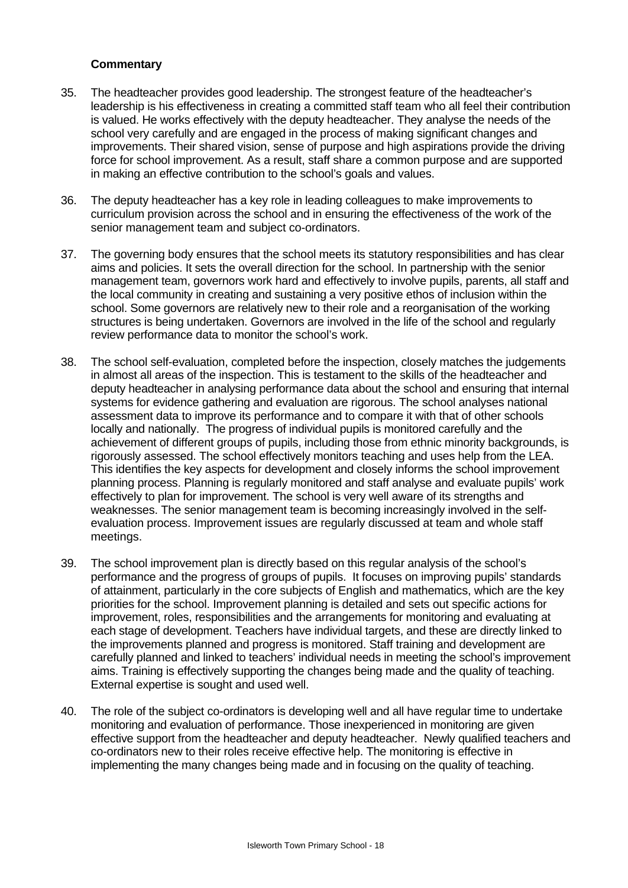**Commentary**

35. The headteacher provides good leadership. The strongest feature of the headteacher's leadership is his effectiveness in creating a committed staff team who all feel their contribution is valued. He works effectively with the deputy headteacher. They analyse the needs of the school very carefully and are engaged in the process of making significant changes and improvements. Their shared vision, sense of purpose and high aspirations provide the driving force for school improvement. As a result, staff share a common purpose and are supported in making an effective contribution to the school's goals and values.

36. The deputy headteacher has a key role in leading colleagues to make improvements to curriculum provision across the school and in ensuring the effectiveness of the work of the senior management team and subject co-ordinators.

37. The governing body ensures that the school meets its statutory responsibilities and has clear aims and policies. It sets the overall direction for the school. In partnership with the senior management team, governors work hard and effectively to involve pupils, parents, all staff and the local community in creating and sustaining a very positive ethos of inclusion within the school. Some governors are relatively new to their role and a reorganisation of the working structures is being undertaken. Governors are involved in the life of the school and regularly review performance data to monitor the school's work.

38. The school self-evaluation, completed before the inspection, closely matches the judgements in almost all areas of the inspection. This is testament to the skills of the headteacher and deputy headteacher in analysing performance data about the school and ensuring that internal systems for evidence gathering and evaluation are rigorous. The school analyses national assessment data to improve its performance and to compare it with that of other schools locally and nationally. The progress of individual pupils is monitored carefully and the achievement of different groups of pupils, including those from ethnic minority backgrounds, is rigorously assessed. The school effectively monitors teaching and uses help from the LEA. This identifies the key aspects for development and closely informs the school improvement planning process. Planning is regularly monitored and staff analyse and evaluate pupils' work effectively to plan for improvement. The school is very well aware of its strengths and weaknesses. The senior management team is becoming increasingly involved in the self-evaluation process. Improvement issues are regularly discussed at team and whole staff meetings.

39. The school improvement plan is directly based on this regular analysis of the school's performance and the progress of groups of pupils. It focuses on improving pupils' standards of attainment, particularly in the core subjects of English and mathematics, which are the key priorities for the school. Improvement planning is detailed and sets out specific actions for improvement, roles, responsibilities and the arrangements for monitoring and evaluating at each stage of development. Teachers have individual targets, and these are directly linked to the improvements planned and progress is monitored. Staff training and development are carefully planned and linked to teachers' individual needs in meeting the school's improvement aims. Training is effectively supporting the changes being made and the quality of teaching. External expertise is sought and used well.

40. The role of the subject co-ordinators is developing well and all have regular time to undertake monitoring and evaluation of performance. Those inexperienced in monitoring are given effective support from the headteacher and deputy headteacher. Newly qualified teachers and co-ordinators new to their roles receive effective help. The monitoring is effective in implementing the many changes being made and in focusing on the quality of teaching.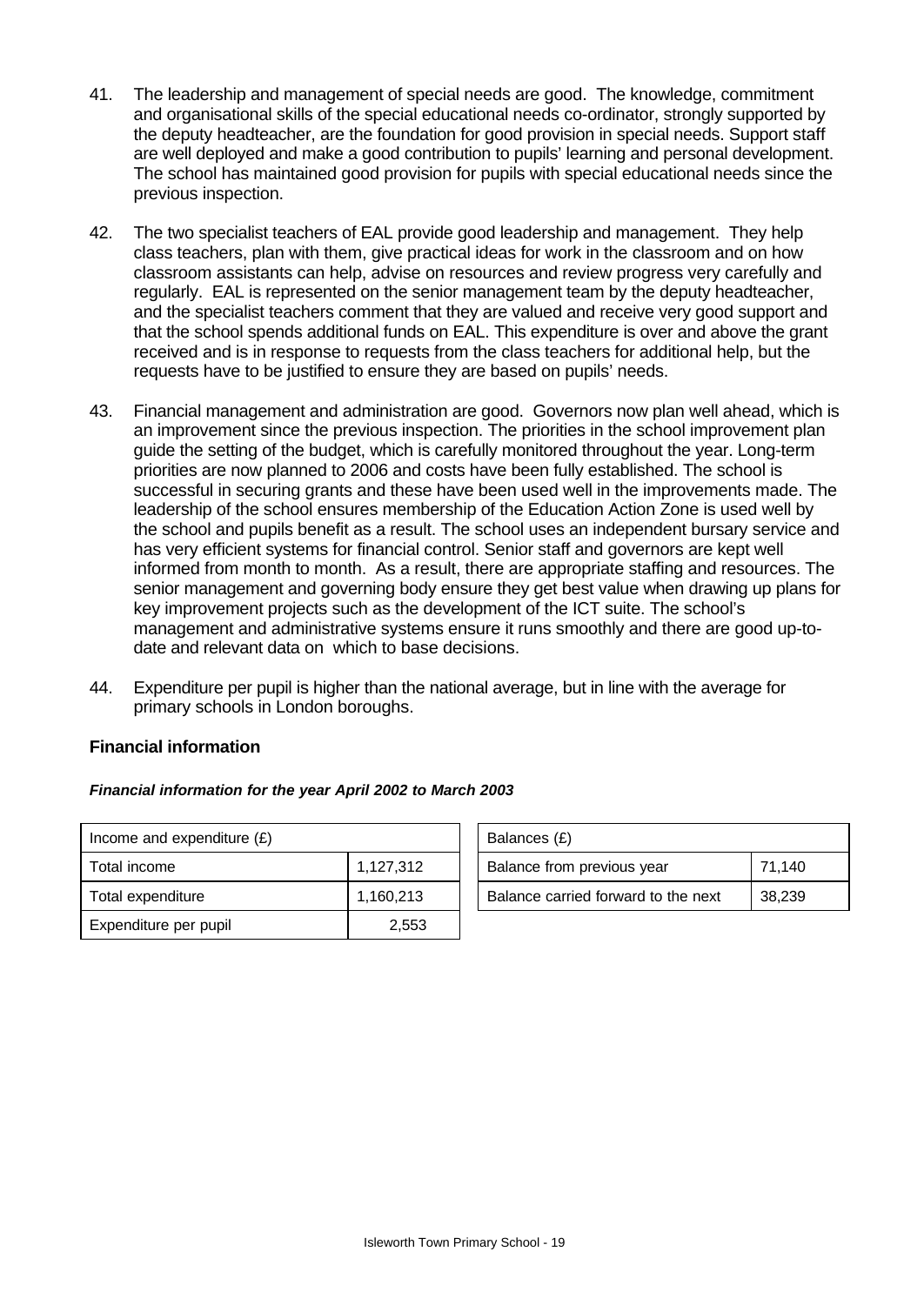41. The leadership and management of special needs are good. The knowledge, commitment and organisational skills of the special educational needs co-ordinator, strongly supported by the deputy headteacher, are the foundation for good provision in special needs. Support staff are well deployed and make a good contribution to pupils' learning and personal development. The school has maintained good provision for pupils with special educational needs since the previous inspection.

42. The two specialist teachers of EAL provide good leadership and management. They help class teachers, plan with them, give practical ideas for work in the classroom and on how classroom assistants can help, advise on resources and review progress very carefully and regularly. EAL is represented on the senior management team by the deputy headteacher, and the specialist teachers comment that they are valued and receive very good support and that the school spends additional funds on EAL. This expenditure is over and above the grant received and is in response to requests from the class teachers for additional help, but the requests have to be justified to ensure they are based on pupils' needs.

43. Financial management and administration are good. Governors now plan well ahead, which is an improvement since the previous inspection. The priorities in the school improvement plan guide the setting of the budget, which is carefully monitored throughout the year. Long-term priorities are now planned to 2006 and costs have been fully established. The school is successful in securing grants and these have been used well in the improvements made. The leadership of the school ensures membership of the Education Action Zone is used well by the school and pupils benefit as a result. The school uses an independent bursary service and has very efficient systems for financial control. Senior staff and governors are kept well informed from month to month. As a result, there are appropriate staffing and resources. The senior management and governing body ensure they get best value when drawing up plans for key improvement projects such as the development of the ICT suite. The school's management and administrative systems ensure it runs smoothly and there are good up-to-date and relevant data on which to base decisions.

44. Expenditure per pupil is higher than the national average, but in line with the average for primary schools in London boroughs.

**Financial information**

***Financial information for the year April 2002 to March 2003***

| Income and expenditure (£) | |
|---|---|
| Total income | 1,127,312 |
| Total expenditure | 1,160,213 |
| Expenditure per pupil | 2,553 |

| Balances (£) | |
|---|---|
| Balance from previous year | 71,140 |
| Balance carried forward to the next | 38,239 |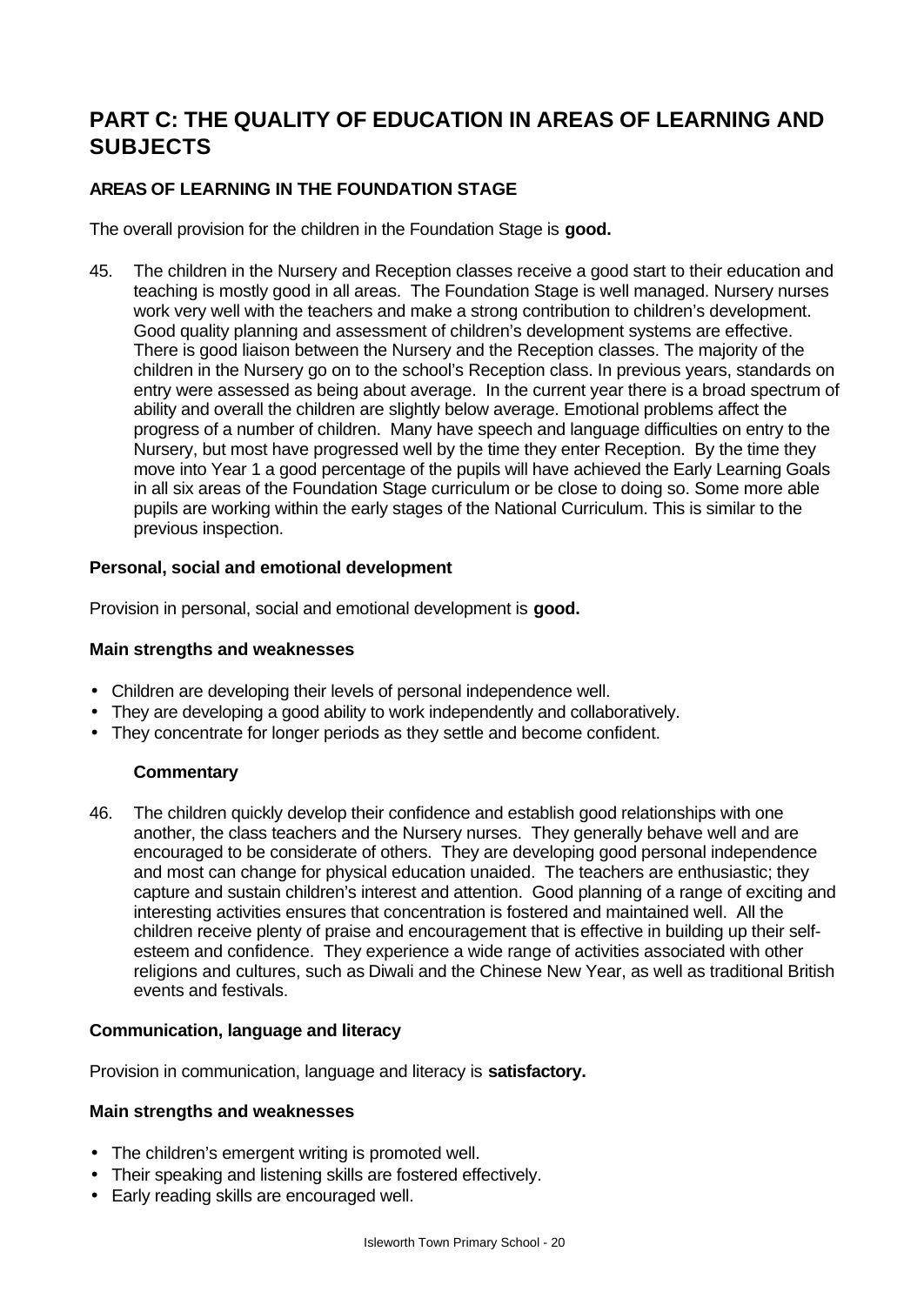# PART C: THE QUALITY OF EDUCATION IN AREAS OF LEARNING AND SUBJECTS

## AREAS OF LEARNING IN THE FOUNDATION STAGE

The overall provision for the children in the Foundation Stage is **good.**

45. The children in the Nursery and Reception classes receive a good start to their education and teaching is mostly good in all areas. The Foundation Stage is well managed. Nursery nurses work very well with the teachers and make a strong contribution to children's development. Good quality planning and assessment of children's development systems are effective. There is good liaison between the Nursery and the Reception classes. The majority of the children in the Nursery go on to the school's Reception class. In previous years, standards on entry were assessed as being about average. In the current year there is a broad spectrum of ability and overall the children are slightly below average. Emotional problems affect the progress of a number of children. Many have speech and language difficulties on entry to the Nursery, but most have progressed well by the time they enter Reception. By the time they move into Year 1 a good percentage of the pupils will have achieved the Early Learning Goals in all six areas of the Foundation Stage curriculum or be close to doing so. Some more able pupils are working within the early stages of the National Curriculum. This is similar to the previous inspection.

### Personal, social and emotional development

Provision in personal, social and emotional development is **good.**

#### Main strengths and weaknesses

- Children are developing their levels of personal independence well.
- They are developing a good ability to work independently and collaboratively.
- They concentrate for longer periods as they settle and become confident.

#### Commentary

46. The children quickly develop their confidence and establish good relationships with one another, the class teachers and the Nursery nurses. They generally behave well and are encouraged to be considerate of others. They are developing good personal independence and most can change for physical education unaided. The teachers are enthusiastic; they capture and sustain children's interest and attention. Good planning of a range of exciting and interesting activities ensures that concentration is fostered and maintained well. All the children receive plenty of praise and encouragement that is effective in building up their self-esteem and confidence. They experience a wide range of activities associated with other religions and cultures, such as Diwali and the Chinese New Year, as well as traditional British events and festivals.

### Communication, language and literacy

Provision in communication, language and literacy is **satisfactory.**

#### Main strengths and weaknesses

- The children's emergent writing is promoted well.
- Their speaking and listening skills are fostered effectively.
- Early reading skills are encouraged well.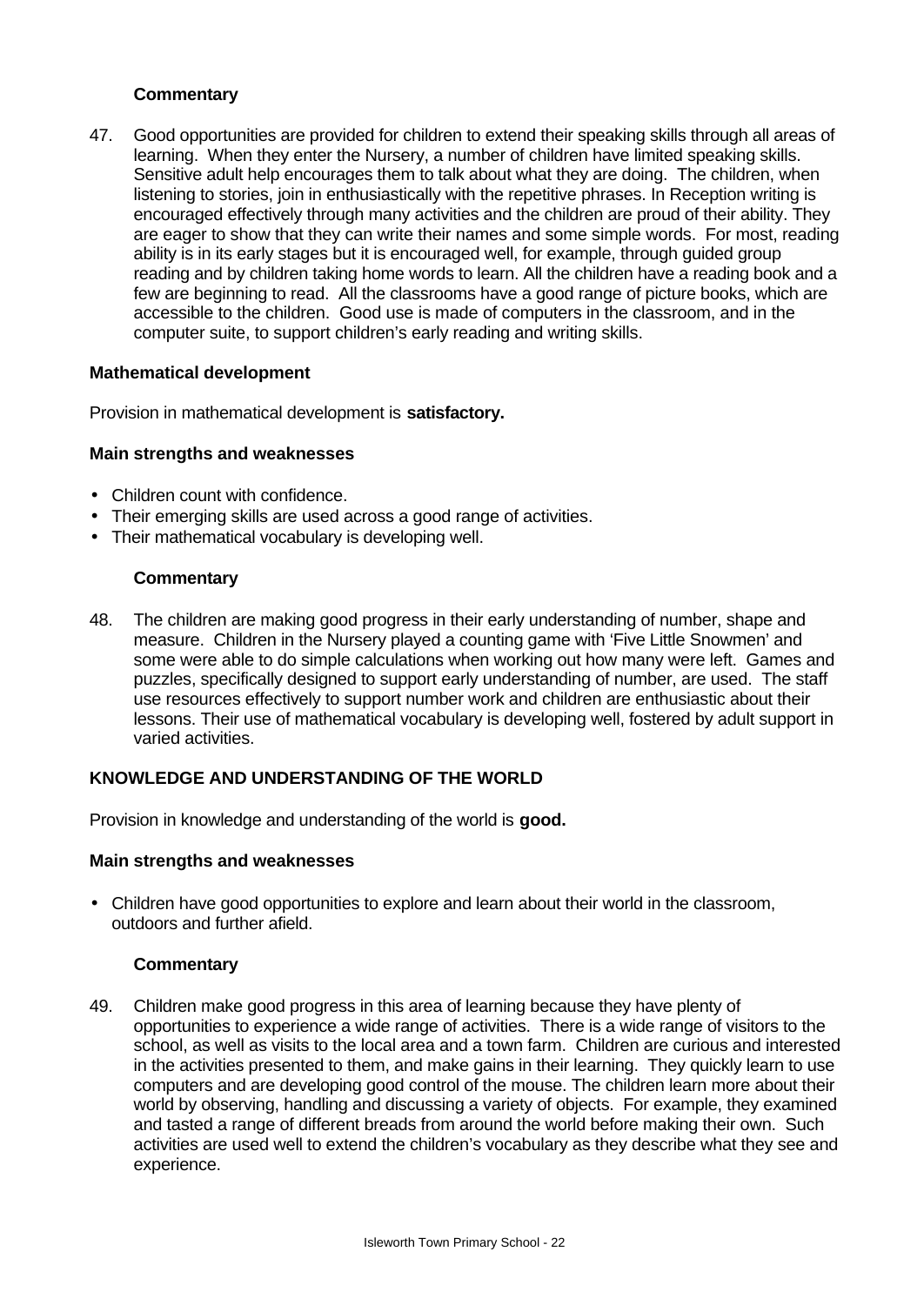**Commentary**

47. Good opportunities are provided for children to extend their speaking skills through all areas of learning. When they enter the Nursery, a number of children have limited speaking skills. Sensitive adult help encourages them to talk about what they are doing. The children, when listening to stories, join in enthusiastically with the repetitive phrases. In Reception writing is encouraged effectively through many activities and the children are proud of their ability. They are eager to show that they can write their names and some simple words. For most, reading ability is in its early stages but it is encouraged well, for example, through guided group reading and by children taking home words to learn. All the children have a reading book and a few are beginning to read. All the classrooms have a good range of picture books, which are accessible to the children. Good use is made of computers in the classroom, and in the computer suite, to support children's early reading and writing skills.

**Mathematical development**

Provision in mathematical development is **satisfactory.**

**Main strengths and weaknesses**

- Children count with confidence.
- Their emerging skills are used across a good range of activities.
- Their mathematical vocabulary is developing well.

**Commentary**

48. The children are making good progress in their early understanding of number, shape and measure. Children in the Nursery played a counting game with 'Five Little Snowmen' and some were able to do simple calculations when working out how many were left. Games and puzzles, specifically designed to support early understanding of number, are used. The staff use resources effectively to support number work and children are enthusiastic about their lessons. Their use of mathematical vocabulary is developing well, fostered by adult support in varied activities.

**KNOWLEDGE AND UNDERSTANDING OF THE WORLD**

Provision in knowledge and understanding of the world is **good.**

**Main strengths and weaknesses**

- Children have good opportunities to explore and learn about their world in the classroom, outdoors and further afield.

**Commentary**

49. Children make good progress in this area of learning because they have plenty of opportunities to experience a wide range of activities. There is a wide range of visitors to the school, as well as visits to the local area and a town farm. Children are curious and interested in the activities presented to them, and make gains in their learning. They quickly learn to use computers and are developing good control of the mouse. The children learn more about their world by observing, handling and discussing a variety of objects. For example, they examined and tasted a range of different breads from around the world before making their own. Such activities are used well to extend the children's vocabulary as they describe what they see and experience.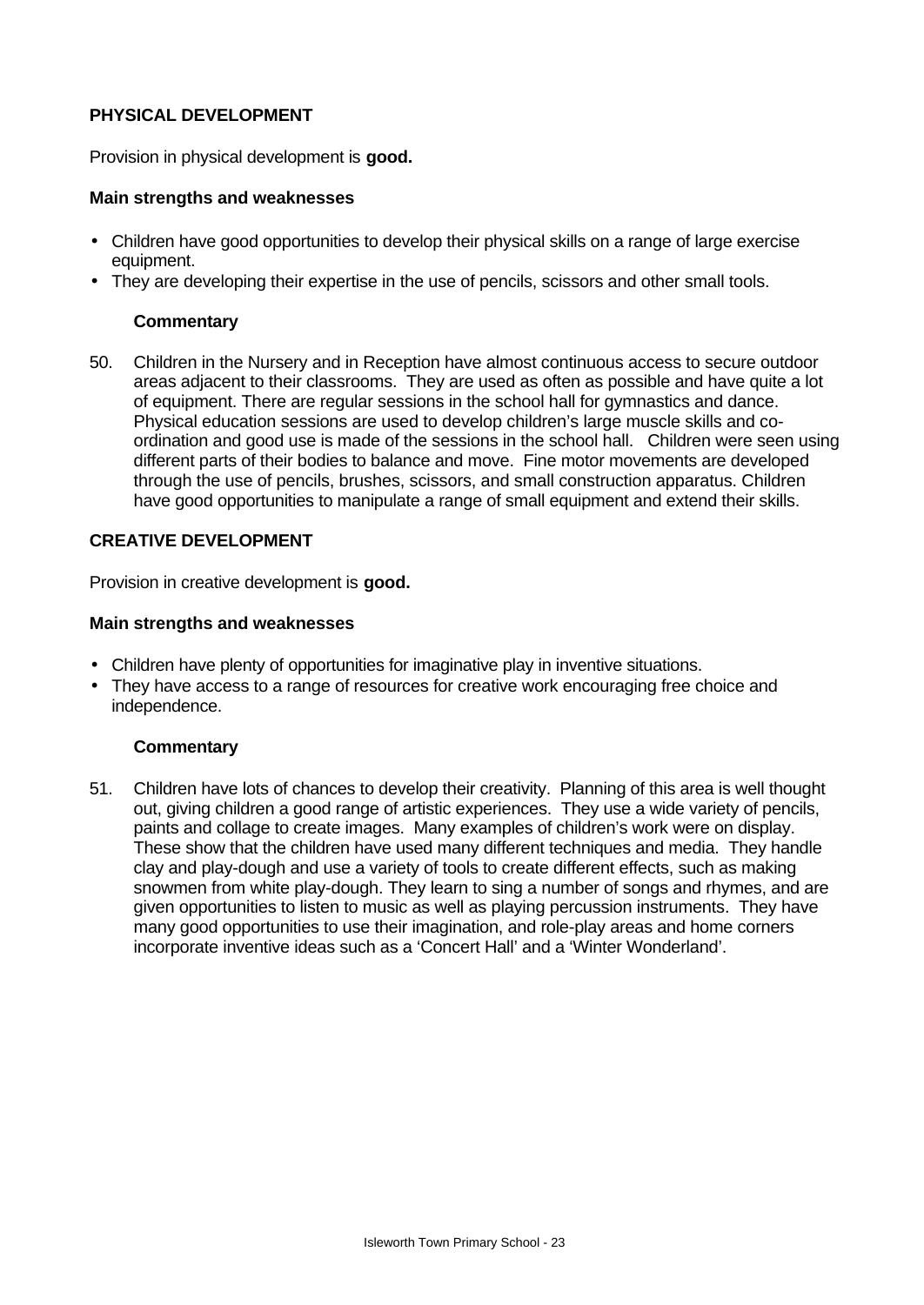## PHYSICAL DEVELOPMENT

Provision in physical development is **good.**

### Main strengths and weaknesses

- Children have good opportunities to develop their physical skills on a range of large exercise equipment.
- They are developing their expertise in the use of pencils, scissors and other small tools.

#### Commentary

50. Children in the Nursery and in Reception have almost continuous access to secure outdoor areas adjacent to their classrooms. They are used as often as possible and have quite a lot of equipment. There are regular sessions in the school hall for gymnastics and dance. Physical education sessions are used to develop children's large muscle skills and co-ordination and good use is made of the sessions in the school hall. Children were seen using different parts of their bodies to balance and move. Fine motor movements are developed through the use of pencils, brushes, scissors, and small construction apparatus. Children have good opportunities to manipulate a range of small equipment and extend their skills.

## CREATIVE DEVELOPMENT

Provision in creative development is **good.**

### Main strengths and weaknesses

- Children have plenty of opportunities for imaginative play in inventive situations.
- They have access to a range of resources for creative work encouraging free choice and independence.

#### Commentary

51. Children have lots of chances to develop their creativity. Planning of this area is well thought out, giving children a good range of artistic experiences. They use a wide variety of pencils, paints and collage to create images. Many examples of children's work were on display. These show that the children have used many different techniques and media. They handle clay and play-dough and use a variety of tools to create different effects, such as making snowmen from white play-dough. They learn to sing a number of songs and rhymes, and are given opportunities to listen to music as well as playing percussion instruments. They have many good opportunities to use their imagination, and role-play areas and home corners incorporate inventive ideas such as a 'Concert Hall' and a 'Winter Wonderland'.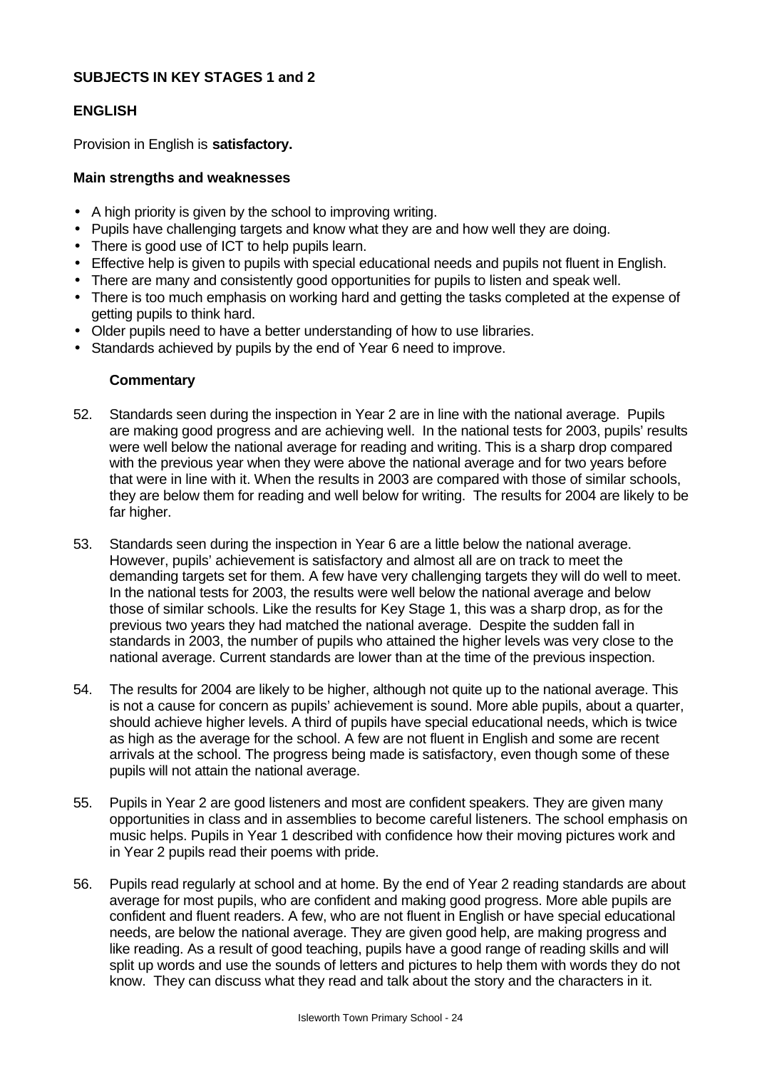## SUBJECTS IN KEY STAGES 1 and 2

### ENGLISH

Provision in English is **satisfactory.**

#### Main strengths and weaknesses

- A high priority is given by the school to improving writing.
- Pupils have challenging targets and know what they are and how well they are doing.
- There is good use of ICT to help pupils learn.
- Effective help is given to pupils with special educational needs and pupils not fluent in English.
- There are many and consistently good opportunities for pupils to listen and speak well.
- There is too much emphasis on working hard and getting the tasks completed at the expense of getting pupils to think hard.
- Older pupils need to have a better understanding of how to use libraries.
- Standards achieved by pupils by the end of Year 6 need to improve.

#### Commentary

52. Standards seen during the inspection in Year 2 are in line with the national average. Pupils are making good progress and are achieving well. In the national tests for 2003, pupils' results were well below the national average for reading and writing. This is a sharp drop compared with the previous year when they were above the national average and for two years before that were in line with it. When the results in 2003 are compared with those of similar schools, they are below them for reading and well below for writing. The results for 2004 are likely to be far higher.

53. Standards seen during the inspection in Year 6 are a little below the national average. However, pupils' achievement is satisfactory and almost all are on track to meet the demanding targets set for them. A few have very challenging targets they will do well to meet. In the national tests for 2003, the results were well below the national average and below those of similar schools. Like the results for Key Stage 1, this was a sharp drop, as for the previous two years they had matched the national average. Despite the sudden fall in standards in 2003, the number of pupils who attained the higher levels was very close to the national average. Current standards are lower than at the time of the previous inspection.

54. The results for 2004 are likely to be higher, although not quite up to the national average. This is not a cause for concern as pupils' achievement is sound. More able pupils, about a quarter, should achieve higher levels. A third of pupils have special educational needs, which is twice as high as the average for the school. A few are not fluent in English and some are recent arrivals at the school. The progress being made is satisfactory, even though some of these pupils will not attain the national average.

55. Pupils in Year 2 are good listeners and most are confident speakers. They are given many opportunities in class and in assemblies to become careful listeners. The school emphasis on music helps. Pupils in Year 1 described with confidence how their moving pictures work and in Year 2 pupils read their poems with pride.

56. Pupils read regularly at school and at home. By the end of Year 2 reading standards are about average for most pupils, who are confident and making good progress. More able pupils are confident and fluent readers. A few, who are not fluent in English or have special educational needs, are below the national average. They are given good help, are making progress and like reading. As a result of good teaching, pupils have a good range of reading skills and will split up words and use the sounds of letters and pictures to help them with words they do not know. They can discuss what they read and talk about the story and the characters in it.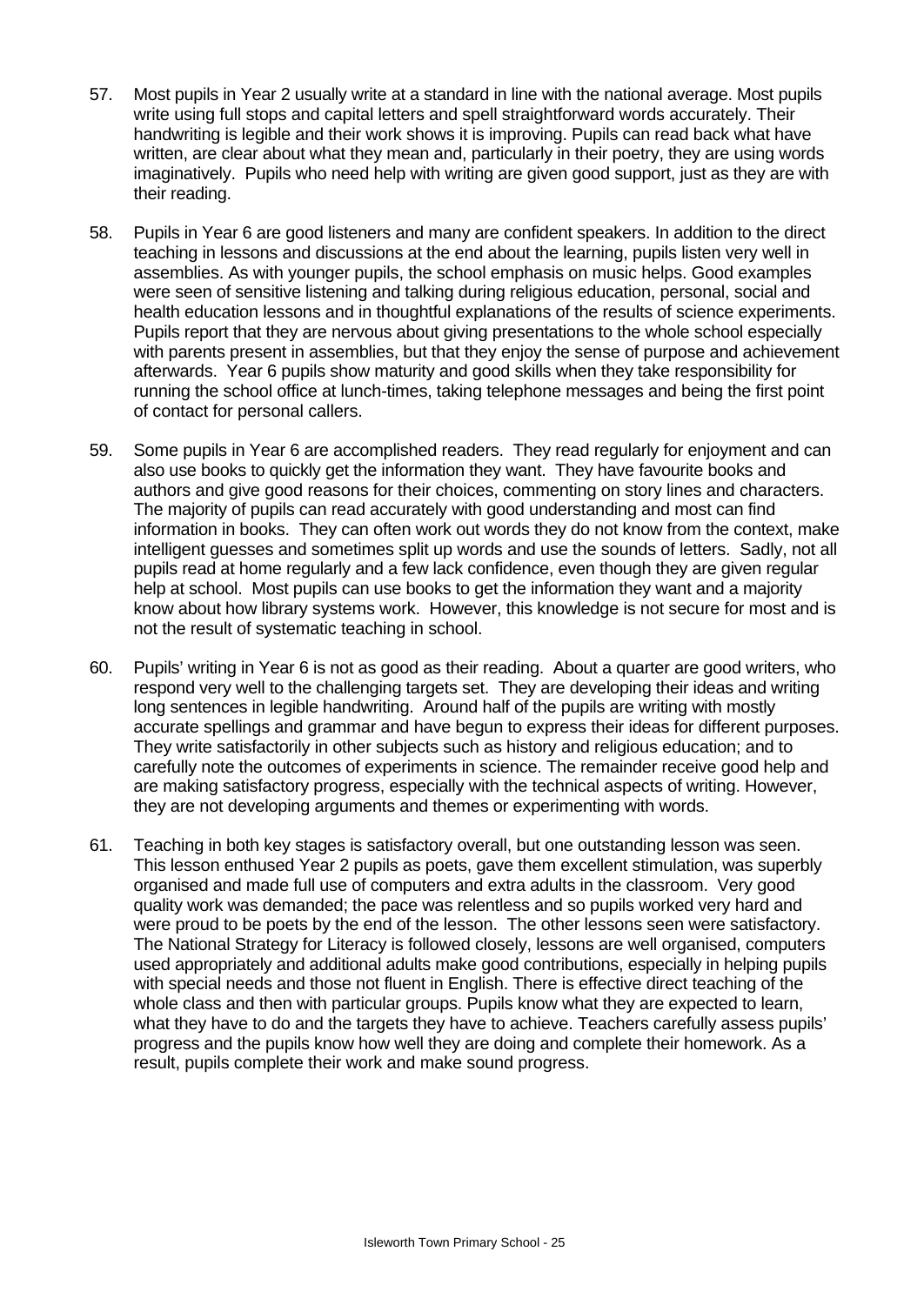57. Most pupils in Year 2 usually write at a standard in line with the national average. Most pupils write using full stops and capital letters and spell straightforward words accurately. Their handwriting is legible and their work shows it is improving. Pupils can read back what have written, are clear about what they mean and, particularly in their poetry, they are using words imaginatively. Pupils who need help with writing are given good support, just as they are with their reading.

58. Pupils in Year 6 are good listeners and many are confident speakers. In addition to the direct teaching in lessons and discussions at the end about the learning, pupils listen very well in assemblies. As with younger pupils, the school emphasis on music helps. Good examples were seen of sensitive listening and talking during religious education, personal, social and health education lessons and in thoughtful explanations of the results of science experiments. Pupils report that they are nervous about giving presentations to the whole school especially with parents present in assemblies, but that they enjoy the sense of purpose and achievement afterwards. Year 6 pupils show maturity and good skills when they take responsibility for running the school office at lunch-times, taking telephone messages and being the first point of contact for personal callers.

59. Some pupils in Year 6 are accomplished readers. They read regularly for enjoyment and can also use books to quickly get the information they want. They have favourite books and authors and give good reasons for their choices, commenting on story lines and characters. The majority of pupils can read accurately with good understanding and most can find information in books. They can often work out words they do not know from the context, make intelligent guesses and sometimes split up words and use the sounds of letters. Sadly, not all pupils read at home regularly and a few lack confidence, even though they are given regular help at school. Most pupils can use books to get the information they want and a majority know about how library systems work. However, this knowledge is not secure for most and is not the result of systematic teaching in school.

60. Pupils' writing in Year 6 is not as good as their reading. About a quarter are good writers, who respond very well to the challenging targets set. They are developing their ideas and writing long sentences in legible handwriting. Around half of the pupils are writing with mostly accurate spellings and grammar and have begun to express their ideas for different purposes. They write satisfactorily in other subjects such as history and religious education; and to carefully note the outcomes of experiments in science. The remainder receive good help and are making satisfactory progress, especially with the technical aspects of writing. However, they are not developing arguments and themes or experimenting with words.

61. Teaching in both key stages is satisfactory overall, but one outstanding lesson was seen. This lesson enthused Year 2 pupils as poets, gave them excellent stimulation, was superbly organised and made full use of computers and extra adults in the classroom. Very good quality work was demanded; the pace was relentless and so pupils worked very hard and were proud to be poets by the end of the lesson. The other lessons seen were satisfactory. The National Strategy for Literacy is followed closely, lessons are well organised, computers used appropriately and additional adults make good contributions, especially in helping pupils with special needs and those not fluent in English. There is effective direct teaching of the whole class and then with particular groups. Pupils know what they are expected to learn, what they have to do and the targets they have to achieve. Teachers carefully assess pupils' progress and the pupils know how well they are doing and complete their homework. As a result, pupils complete their work and make sound progress.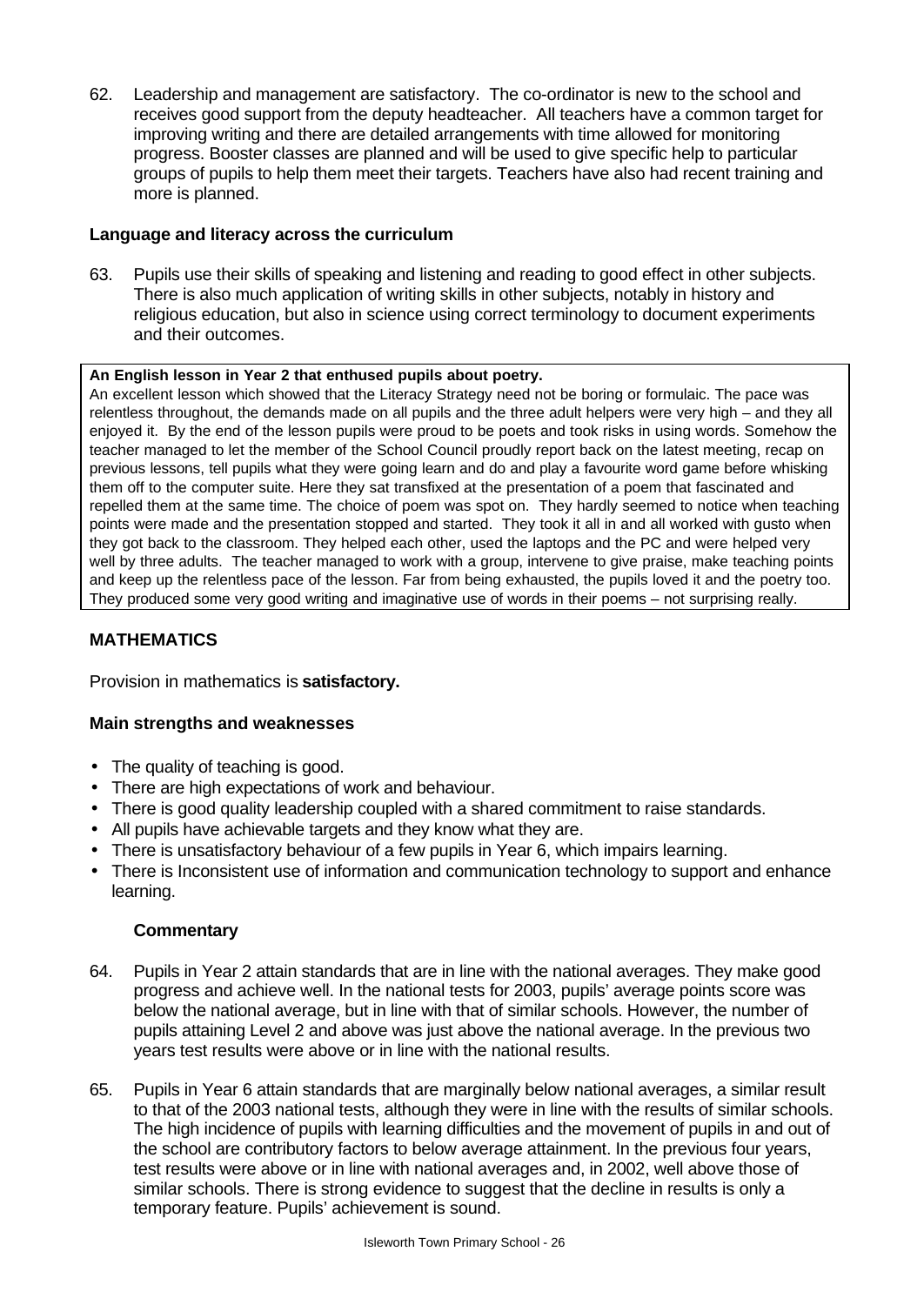62. Leadership and management are satisfactory. The co-ordinator is new to the school and receives good support from the deputy headteacher. All teachers have a common target for improving writing and there are detailed arrangements with time allowed for monitoring progress. Booster classes are planned and will be used to give specific help to particular groups of pupils to help them meet their targets. Teachers have also had recent training and more is planned.

**Language and literacy across the curriculum**

63. Pupils use their skills of speaking and listening and reading to good effect in other subjects. There is also much application of writing skills in other subjects, notably in history and religious education, but also in science using correct terminology to document experiments and their outcomes.

**An English lesson in Year 2 that enthused pupils about poetry.**

An excellent lesson which showed that the Literacy Strategy need not be boring or formulaic. The pace was relentless throughout, the demands made on all pupils and the three adult helpers were very high – and they all enjoyed it. By the end of the lesson pupils were proud to be poets and took risks in using words. Somehow the teacher managed to let the member of the School Council proudly report back on the latest meeting, recap on previous lessons, tell pupils what they were going learn and do and play a favourite word game before whisking them off to the computer suite. Here they sat transfixed at the presentation of a poem that fascinated and repelled them at the same time. The choice of poem was spot on. They hardly seemed to notice when teaching points were made and the presentation stopped and started. They took it all in and all worked with gusto when they got back to the classroom. They helped each other, used the laptops and the PC and were helped very well by three adults. The teacher managed to work with a group, intervene to give praise, make teaching points and keep up the relentless pace of the lesson. Far from being exhausted, the pupils loved it and the poetry too. They produced some very good writing and imaginative use of words in their poems – not surprising really.

## MATHEMATICS

Provision in mathematics is **satisfactory.**

**Main strengths and weaknesses**

- The quality of teaching is good.
- There are high expectations of work and behaviour.
- There is good quality leadership coupled with a shared commitment to raise standards.
- All pupils have achievable targets and they know what they are.
- There is unsatisfactory behaviour of a few pupils in Year 6, which impairs learning.
- There is Inconsistent use of information and communication technology to support and enhance learning.

**Commentary**

64. Pupils in Year 2 attain standards that are in line with the national averages. They make good progress and achieve well. In the national tests for 2003, pupils' average points score was below the national average, but in line with that of similar schools. However, the number of pupils attaining Level 2 and above was just above the national average. In the previous two years test results were above or in line with the national results.

65. Pupils in Year 6 attain standards that are marginally below national averages, a similar result to that of the 2003 national tests, although they were in line with the results of similar schools. The high incidence of pupils with learning difficulties and the movement of pupils in and out of the school are contributory factors to below average attainment. In the previous four years, test results were above or in line with national averages and, in 2002, well above those of similar schools. There is strong evidence to suggest that the decline in results is only a temporary feature. Pupils' achievement is sound.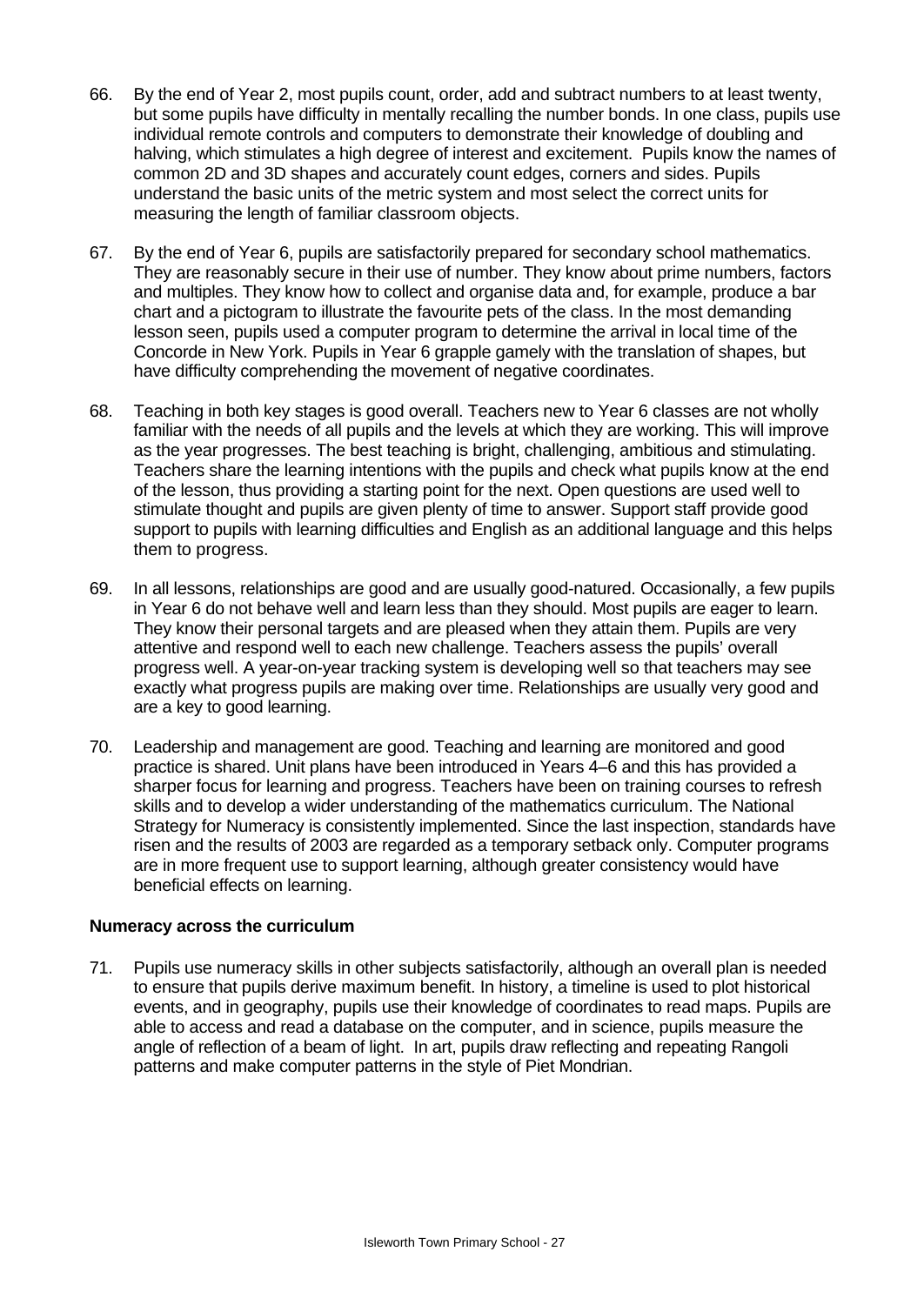66. By the end of Year 2, most pupils count, order, add and subtract numbers to at least twenty, but some pupils have difficulty in mentally recalling the number bonds. In one class, pupils use individual remote controls and computers to demonstrate their knowledge of doubling and halving, which stimulates a high degree of interest and excitement. Pupils know the names of common 2D and 3D shapes and accurately count edges, corners and sides. Pupils understand the basic units of the metric system and most select the correct units for measuring the length of familiar classroom objects.

67. By the end of Year 6, pupils are satisfactorily prepared for secondary school mathematics. They are reasonably secure in their use of number. They know about prime numbers, factors and multiples. They know how to collect and organise data and, for example, produce a bar chart and a pictogram to illustrate the favourite pets of the class. In the most demanding lesson seen, pupils used a computer program to determine the arrival in local time of the Concorde in New York. Pupils in Year 6 grapple gamely with the translation of shapes, but have difficulty comprehending the movement of negative coordinates.

68. Teaching in both key stages is good overall. Teachers new to Year 6 classes are not wholly familiar with the needs of all pupils and the levels at which they are working. This will improve as the year progresses. The best teaching is bright, challenging, ambitious and stimulating. Teachers share the learning intentions with the pupils and check what pupils know at the end of the lesson, thus providing a starting point for the next. Open questions are used well to stimulate thought and pupils are given plenty of time to answer. Support staff provide good support to pupils with learning difficulties and English as an additional language and this helps them to progress.

69. In all lessons, relationships are good and are usually good-natured. Occasionally, a few pupils in Year 6 do not behave well and learn less than they should. Most pupils are eager to learn. They know their personal targets and are pleased when they attain them. Pupils are very attentive and respond well to each new challenge. Teachers assess the pupils' overall progress well. A year-on-year tracking system is developing well so that teachers may see exactly what progress pupils are making over time. Relationships are usually very good and are a key to good learning.

70. Leadership and management are good. Teaching and learning are monitored and good practice is shared. Unit plans have been introduced in Years 4–6 and this has provided a sharper focus for learning and progress. Teachers have been on training courses to refresh skills and to develop a wider understanding of the mathematics curriculum. The National Strategy for Numeracy is consistently implemented. Since the last inspection, standards have risen and the results of 2003 are regarded as a temporary setback only. Computer programs are in more frequent use to support learning, although greater consistency would have beneficial effects on learning.

**Numeracy across the curriculum**

71. Pupils use numeracy skills in other subjects satisfactorily, although an overall plan is needed to ensure that pupils derive maximum benefit. In history, a timeline is used to plot historical events, and in geography, pupils use their knowledge of coordinates to read maps. Pupils are able to access and read a database on the computer, and in science, pupils measure the angle of reflection of a beam of light. In art, pupils draw reflecting and repeating Rangoli patterns and make computer patterns in the style of Piet Mondrian.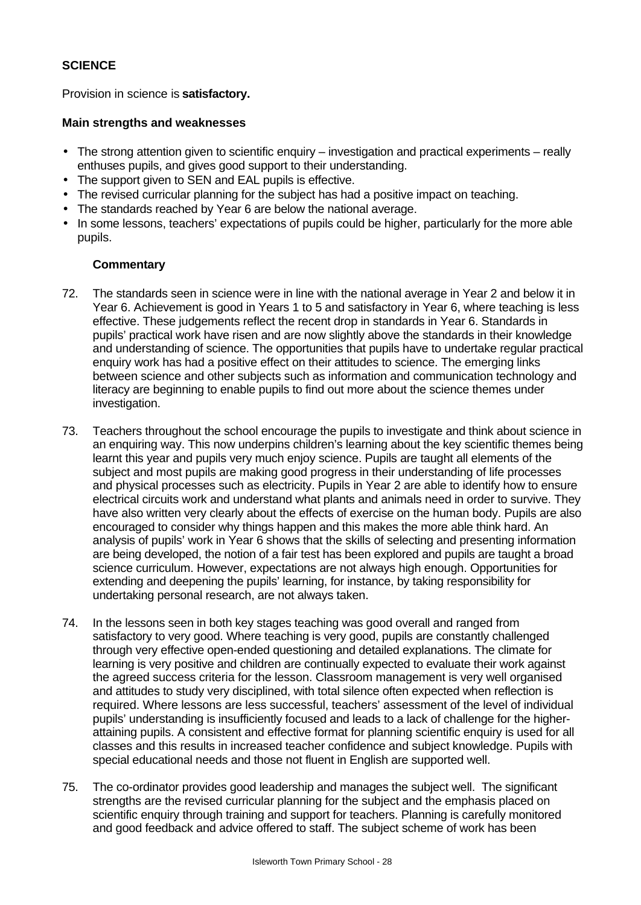## SCIENCE

Provision in science is **satisfactory.**

### Main strengths and weaknesses

- The strong attention given to scientific enquiry – investigation and practical experiments – really enthuses pupils, and gives good support to their understanding.
- The support given to SEN and EAL pupils is effective.
- The revised curricular planning for the subject has had a positive impact on teaching.
- The standards reached by Year 6 are below the national average.
- In some lessons, teachers' expectations of pupils could be higher, particularly for the more able pupils.

#### Commentary

72. The standards seen in science were in line with the national average in Year 2 and below it in Year 6. Achievement is good in Years 1 to 5 and satisfactory in Year 6, where teaching is less effective. These judgements reflect the recent drop in standards in Year 6. Standards in pupils' practical work have risen and are now slightly above the standards in their knowledge and understanding of science. The opportunities that pupils have to undertake regular practical enquiry work has had a positive effect on their attitudes to science. The emerging links between science and other subjects such as information and communication technology and literacy are beginning to enable pupils to find out more about the science themes under investigation.

73. Teachers throughout the school encourage the pupils to investigate and think about science in an enquiring way. This now underpins children's learning about the key scientific themes being learnt this year and pupils very much enjoy science. Pupils are taught all elements of the subject and most pupils are making good progress in their understanding of life processes and physical processes such as electricity. Pupils in Year 2 are able to identify how to ensure electrical circuits work and understand what plants and animals need in order to survive. They have also written very clearly about the effects of exercise on the human body. Pupils are also encouraged to consider why things happen and this makes the more able think hard. An analysis of pupils' work in Year 6 shows that the skills of selecting and presenting information are being developed, the notion of a fair test has been explored and pupils are taught a broad science curriculum. However, expectations are not always high enough. Opportunities for extending and deepening the pupils' learning, for instance, by taking responsibility for undertaking personal research, are not always taken.

74. In the lessons seen in both key stages teaching was good overall and ranged from satisfactory to very good. Where teaching is very good, pupils are constantly challenged through very effective open-ended questioning and detailed explanations. The climate for learning is very positive and children are continually expected to evaluate their work against the agreed success criteria for the lesson. Classroom management is very well organised and attitudes to study very disciplined, with total silence often expected when reflection is required. Where lessons are less successful, teachers' assessment of the level of individual pupils' understanding is insufficiently focused and leads to a lack of challenge for the higher-attaining pupils. A consistent and effective format for planning scientific enquiry is used for all classes and this results in increased teacher confidence and subject knowledge. Pupils with special educational needs and those not fluent in English are supported well.

75. The co-ordinator provides good leadership and manages the subject well. The significant strengths are the revised curricular planning for the subject and the emphasis placed on scientific enquiry through training and support for teachers. Planning is carefully monitored and good feedback and advice offered to staff. The subject scheme of work has been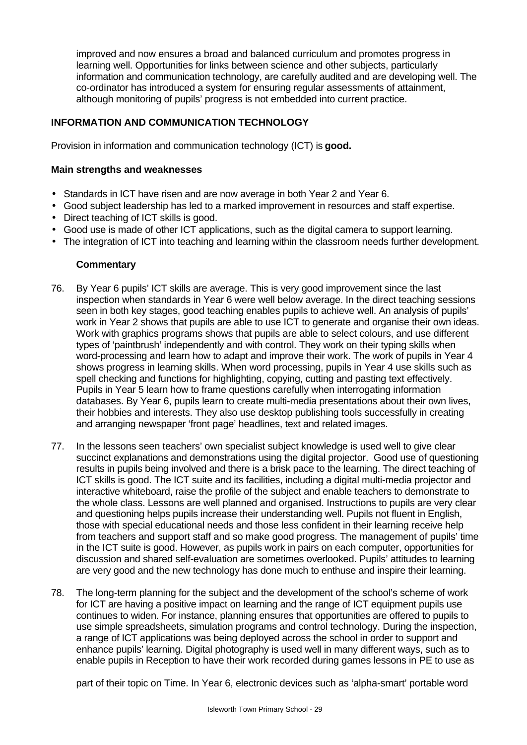improved and now ensures a broad and balanced curriculum and promotes progress in learning well. Opportunities for links between science and other subjects, particularly information and communication technology, are carefully audited and are developing well. The co-ordinator has introduced a system for ensuring regular assessments of attainment, although monitoring of pupils' progress is not embedded into current practice.

## INFORMATION AND COMMUNICATION TECHNOLOGY

Provision in information and communication technology (ICT) is **good.**

### Main strengths and weaknesses

- Standards in ICT have risen and are now average in both Year 2 and Year 6.
- Good subject leadership has led to a marked improvement in resources and staff expertise.
- Direct teaching of ICT skills is good.
- Good use is made of other ICT applications, such as the digital camera to support learning.
- The integration of ICT into teaching and learning within the classroom needs further development.

#### Commentary

76. By Year 6 pupils' ICT skills are average. This is very good improvement since the last inspection when standards in Year 6 were well below average. In the direct teaching sessions seen in both key stages, good teaching enables pupils to achieve well. An analysis of pupils' work in Year 2 shows that pupils are able to use ICT to generate and organise their own ideas. Work with graphics programs shows that pupils are able to select colours, and use different types of 'paintbrush' independently and with control. They work on their typing skills when word-processing and learn how to adapt and improve their work. The work of pupils in Year 4 shows progress in learning skills. When word processing, pupils in Year 4 use skills such as spell checking and functions for highlighting, copying, cutting and pasting text effectively. Pupils in Year 5 learn how to frame questions carefully when interrogating information databases. By Year 6, pupils learn to create multi-media presentations about their own lives, their hobbies and interests. They also use desktop publishing tools successfully in creating and arranging newspaper 'front page' headlines, text and related images.

77. In the lessons seen teachers' own specialist subject knowledge is used well to give clear succinct explanations and demonstrations using the digital projector. Good use of questioning results in pupils being involved and there is a brisk pace to the learning. The direct teaching of ICT skills is good. The ICT suite and its facilities, including a digital multi-media projector and interactive whiteboard, raise the profile of the subject and enable teachers to demonstrate to the whole class. Lessons are well planned and organised. Instructions to pupils are very clear and questioning helps pupils increase their understanding well. Pupils not fluent in English, those with special educational needs and those less confident in their learning receive help from teachers and support staff and so make good progress. The management of pupils' time in the ICT suite is good. However, as pupils work in pairs on each computer, opportunities for discussion and shared self-evaluation are sometimes overlooked. Pupils' attitudes to learning are very good and the new technology has done much to enthuse and inspire their learning.

78. The long-term planning for the subject and the development of the school's scheme of work for ICT are having a positive impact on learning and the range of ICT equipment pupils use continues to widen. For instance, planning ensures that opportunities are offered to pupils to use simple spreadsheets, simulation programs and control technology. During the inspection, a range of ICT applications was being deployed across the school in order to support and enhance pupils' learning. Digital photography is used well in many different ways, such as to enable pupils in Reception to have their work recorded during games lessons in PE to use as part of their topic on Time. In Year 6, electronic devices such as 'alpha-smart' portable word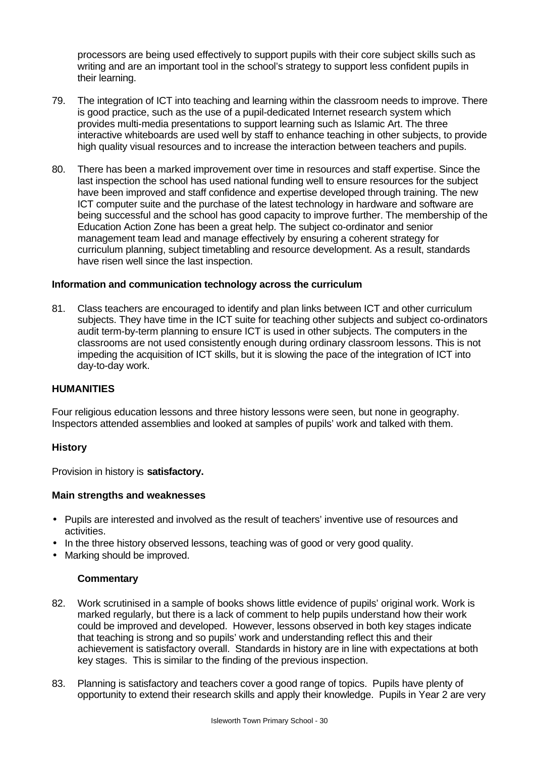processors are being used effectively to support pupils with their core subject skills such as writing and are an important tool in the school's strategy to support less confident pupils in their learning.

79. The integration of ICT into teaching and learning within the classroom needs to improve. There is good practice, such as the use of a pupil-dedicated Internet research system which provides multi-media presentations to support learning such as Islamic Art. The three interactive whiteboards are used well by staff to enhance teaching in other subjects, to provide high quality visual resources and to increase the interaction between teachers and pupils.

80. There has been a marked improvement over time in resources and staff expertise. Since the last inspection the school has used national funding well to ensure resources for the subject have been improved and staff confidence and expertise developed through training. The new ICT computer suite and the purchase of the latest technology in hardware and software are being successful and the school has good capacity to improve further. The membership of the Education Action Zone has been a great help. The subject co-ordinator and senior management team lead and manage effectively by ensuring a coherent strategy for curriculum planning, subject timetabling and resource development. As a result, standards have risen well since the last inspection.

**Information and communication technology across the curriculum**

81. Class teachers are encouraged to identify and plan links between ICT and other curriculum subjects. They have time in the ICT suite for teaching other subjects and subject co-ordinators audit term-by-term planning to ensure ICT is used in other subjects. The computers in the classrooms are not used consistently enough during ordinary classroom lessons. This is not impeding the acquisition of ICT skills, but it is slowing the pace of the integration of ICT into day-to-day work.

## HUMANITIES

Four religious education lessons and three history lessons were seen, but none in geography. Inspectors attended assemblies and looked at samples of pupils' work and talked with them.

### History

Provision in history is **satisfactory.**

**Main strengths and weaknesses**

- Pupils are interested and involved as the result of teachers' inventive use of resources and activities.
- In the three history observed lessons, teaching was of good or very good quality.
- Marking should be improved.

**Commentary**

82. Work scrutinised in a sample of books shows little evidence of pupils' original work. Work is marked regularly, but there is a lack of comment to help pupils understand how their work could be improved and developed. However, lessons observed in both key stages indicate that teaching is strong and so pupils' work and understanding reflect this and their achievement is satisfactory overall. Standards in history are in line with expectations at both key stages. This is similar to the finding of the previous inspection.

83. Planning is satisfactory and teachers cover a good range of topics. Pupils have plenty of opportunity to extend their research skills and apply their knowledge. Pupils in Year 2 are very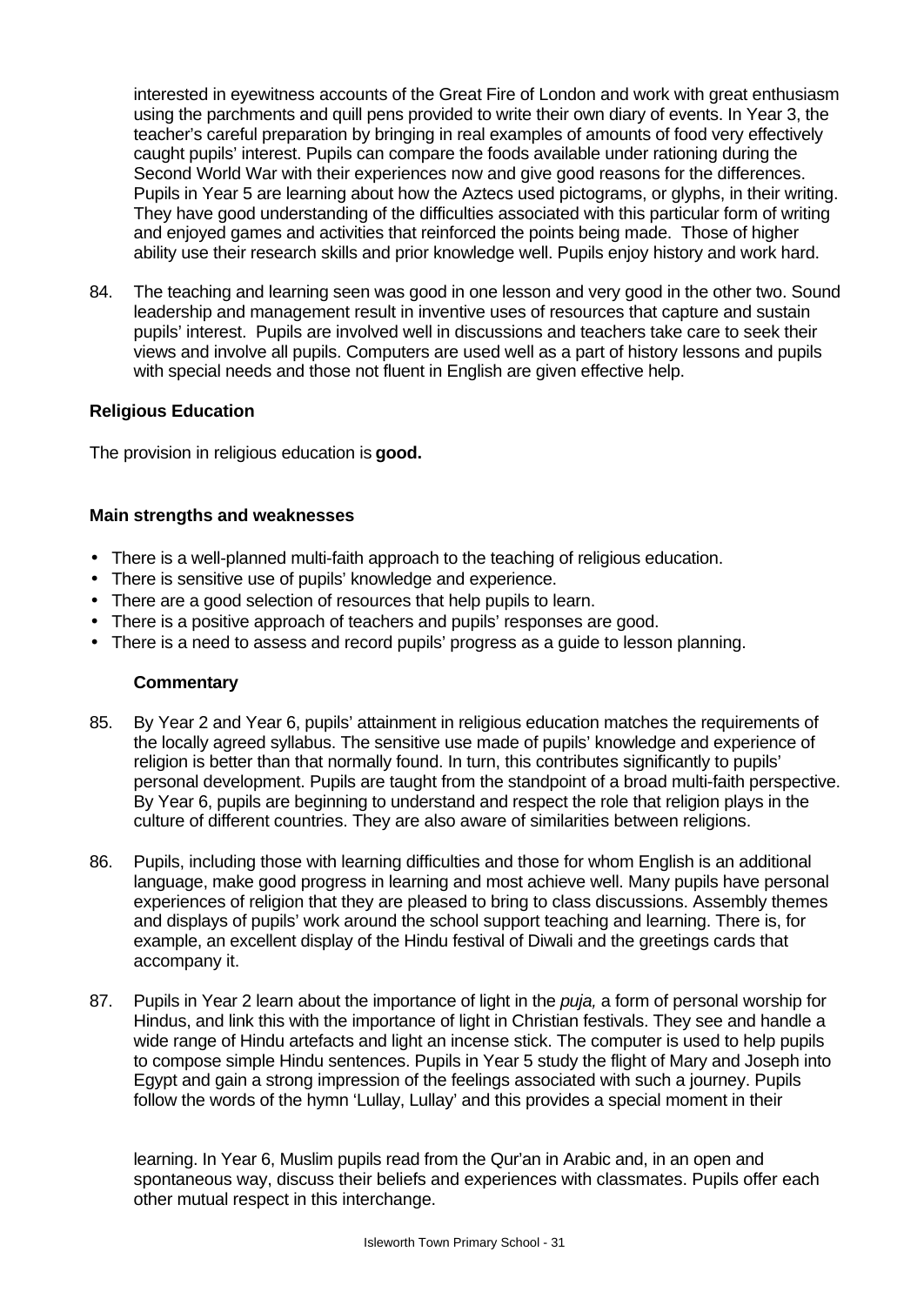interested in eyewitness accounts of the Great Fire of London and work with great enthusiasm using the parchments and quill pens provided to write their own diary of events. In Year 3, the teacher's careful preparation by bringing in real examples of amounts of food very effectively caught pupils' interest. Pupils can compare the foods available under rationing during the Second World War with their experiences now and give good reasons for the differences. Pupils in Year 5 are learning about how the Aztecs used pictograms, or glyphs, in their writing. They have good understanding of the difficulties associated with this particular form of writing and enjoyed games and activities that reinforced the points being made. Those of higher ability use their research skills and prior knowledge well. Pupils enjoy history and work hard.

84. The teaching and learning seen was good in one lesson and very good in the other two. Sound leadership and management result in inventive uses of resources that capture and sustain pupils' interest. Pupils are involved well in discussions and teachers take care to seek their views and involve all pupils. Computers are used well as a part of history lessons and pupils with special needs and those not fluent in English are given effective help.

### Religious Education

The provision in religious education is **good.**

#### Main strengths and weaknesses

- There is a well-planned multi-faith approach to the teaching of religious education.
- There is sensitive use of pupils' knowledge and experience.
- There are a good selection of resources that help pupils to learn.
- There is a positive approach of teachers and pupils' responses are good.
- There is a need to assess and record pupils' progress as a guide to lesson planning.

#### Commentary

85. By Year 2 and Year 6, pupils' attainment in religious education matches the requirements of the locally agreed syllabus. The sensitive use made of pupils' knowledge and experience of religion is better than that normally found. In turn, this contributes significantly to pupils' personal development. Pupils are taught from the standpoint of a broad multi-faith perspective. By Year 6, pupils are beginning to understand and respect the role that religion plays in the culture of different countries. They are also aware of similarities between religions.

86. Pupils, including those with learning difficulties and those for whom English is an additional language, make good progress in learning and most achieve well. Many pupils have personal experiences of religion that they are pleased to bring to class discussions. Assembly themes and displays of pupils' work around the school support teaching and learning. There is, for example, an excellent display of the Hindu festival of Diwali and the greetings cards that accompany it.

87. Pupils in Year 2 learn about the importance of light in the *puja,* a form of personal worship for Hindus, and link this with the importance of light in Christian festivals. They see and handle a wide range of Hindu artefacts and light an incense stick. The computer is used to help pupils to compose simple Hindu sentences. Pupils in Year 5 study the flight of Mary and Joseph into Egypt and gain a strong impression of the feelings associated with such a journey. Pupils follow the words of the hymn 'Lullay, Lullay' and this provides a special moment in their learning. In Year 6, Muslim pupils read from the Qur'an in Arabic and, in an open and spontaneous way, discuss their beliefs and experiences with classmates. Pupils offer each other mutual respect in this interchange.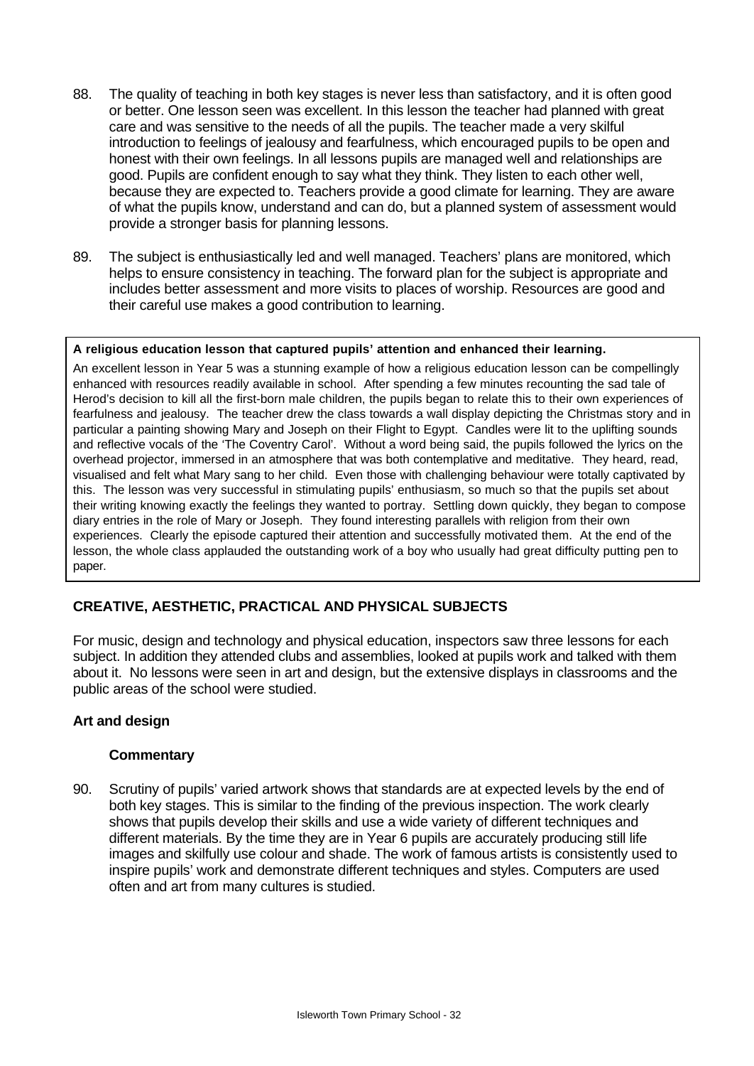88. The quality of teaching in both key stages is never less than satisfactory, and it is often good or better. One lesson seen was excellent. In this lesson the teacher had planned with great care and was sensitive to the needs of all the pupils. The teacher made a very skilful introduction to feelings of jealousy and fearfulness, which encouraged pupils to be open and honest with their own feelings. In all lessons pupils are managed well and relationships are good. Pupils are confident enough to say what they think. They listen to each other well, because they are expected to. Teachers provide a good climate for learning. They are aware of what the pupils know, understand and can do, but a planned system of assessment would provide a stronger basis for planning lessons.

89. The subject is enthusiastically led and well managed. Teachers' plans are monitored, which helps to ensure consistency in teaching. The forward plan for the subject is appropriate and includes better assessment and more visits to places of worship. Resources are good and their careful use makes a good contribution to learning.

**A religious education lesson that captured pupils' attention and enhanced their learning.**

An excellent lesson in Year 5 was a stunning example of how a religious education lesson can be compellingly enhanced with resources readily available in school. After spending a few minutes recounting the sad tale of Herod's decision to kill all the first-born male children, the pupils began to relate this to their own experiences of fearfulness and jealousy. The teacher drew the class towards a wall display depicting the Christmas story and in particular a painting showing Mary and Joseph on their Flight to Egypt. Candles were lit to the uplifting sounds and reflective vocals of the 'The Coventry Carol'. Without a word being said, the pupils followed the lyrics on the overhead projector, immersed in an atmosphere that was both contemplative and meditative. They heard, read, visualised and felt what Mary sang to her child. Even those with challenging behaviour were totally captivated by this. The lesson was very successful in stimulating pupils' enthusiasm, so much so that the pupils set about their writing knowing exactly the feelings they wanted to portray. Settling down quickly, they began to compose diary entries in the role of Mary or Joseph. They found interesting parallels with religion from their own experiences. Clearly the episode captured their attention and successfully motivated them. At the end of the lesson, the whole class applauded the outstanding work of a boy who usually had great difficulty putting pen to paper.

## CREATIVE, AESTHETIC, PRACTICAL AND PHYSICAL SUBJECTS

For music, design and technology and physical education, inspectors saw three lessons for each subject. In addition they attended clubs and assemblies, looked at pupils work and talked with them about it. No lessons were seen in art and design, but the extensive displays in classrooms and the public areas of the school were studied.

### Art and design

#### Commentary

90. Scrutiny of pupils' varied artwork shows that standards are at expected levels by the end of both key stages. This is similar to the finding of the previous inspection. The work clearly shows that pupils develop their skills and use a wide variety of different techniques and different materials. By the time they are in Year 6 pupils are accurately producing still life images and skilfully use colour and shade. The work of famous artists is consistently used to inspire pupils' work and demonstrate different techniques and styles. Computers are used often and art from many cultures is studied.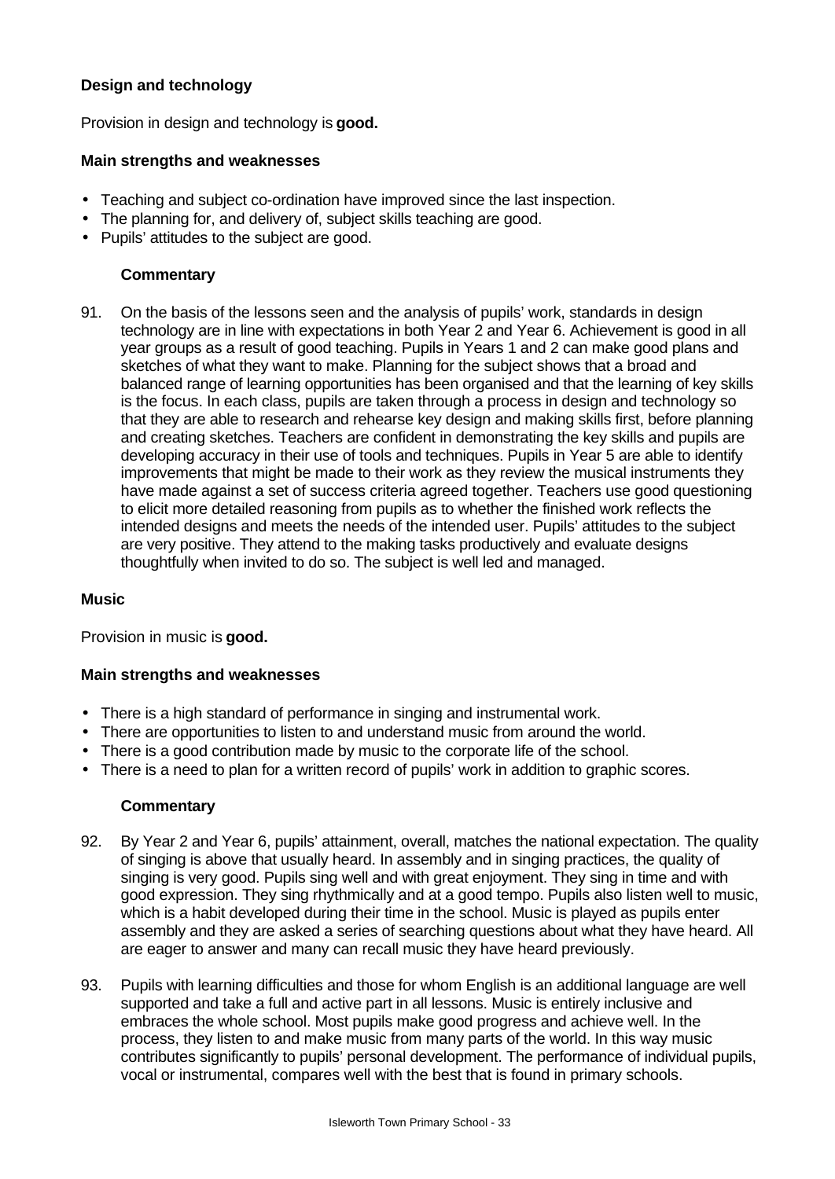### Design and technology

Provision in design and technology is **good.**

#### Main strengths and weaknesses

- Teaching and subject co-ordination have improved since the last inspection.
- The planning for, and delivery of, subject skills teaching are good.
- Pupils' attitudes to the subject are good.

#### Commentary

91. On the basis of the lessons seen and the analysis of pupils' work, standards in design technology are in line with expectations in both Year 2 and Year 6. Achievement is good in all year groups as a result of good teaching. Pupils in Years 1 and 2 can make good plans and sketches of what they want to make. Planning for the subject shows that a broad and balanced range of learning opportunities has been organised and that the learning of key skills is the focus. In each class, pupils are taken through a process in design and technology so that they are able to research and rehearse key design and making skills first, before planning and creating sketches. Teachers are confident in demonstrating the key skills and pupils are developing accuracy in their use of tools and techniques. Pupils in Year 5 are able to identify improvements that might be made to their work as they review the musical instruments they have made against a set of success criteria agreed together. Teachers use good questioning to elicit more detailed reasoning from pupils as to whether the finished work reflects the intended designs and meets the needs of the intended user. Pupils' attitudes to the subject are very positive. They attend to the making tasks productively and evaluate designs thoughtfully when invited to do so. The subject is well led and managed.

### Music

Provision in music is **good.**

#### Main strengths and weaknesses

- There is a high standard of performance in singing and instrumental work.
- There are opportunities to listen to and understand music from around the world.
- There is a good contribution made by music to the corporate life of the school.
- There is a need to plan for a written record of pupils' work in addition to graphic scores.

#### Commentary

92. By Year 2 and Year 6, pupils' attainment, overall, matches the national expectation. The quality of singing is above that usually heard. In assembly and in singing practices, the quality of singing is very good. Pupils sing well and with great enjoyment. They sing in time and with good expression. They sing rhythmically and at a good tempo. Pupils also listen well to music, which is a habit developed during their time in the school. Music is played as pupils enter assembly and they are asked a series of searching questions about what they have heard. All are eager to answer and many can recall music they have heard previously.

93. Pupils with learning difficulties and those for whom English is an additional language are well supported and take a full and active part in all lessons. Music is entirely inclusive and embraces the whole school. Most pupils make good progress and achieve well. In the process, they listen to and make music from many parts of the world. In this way music contributes significantly to pupils' personal development. The performance of individual pupils, vocal or instrumental, compares well with the best that is found in primary schools.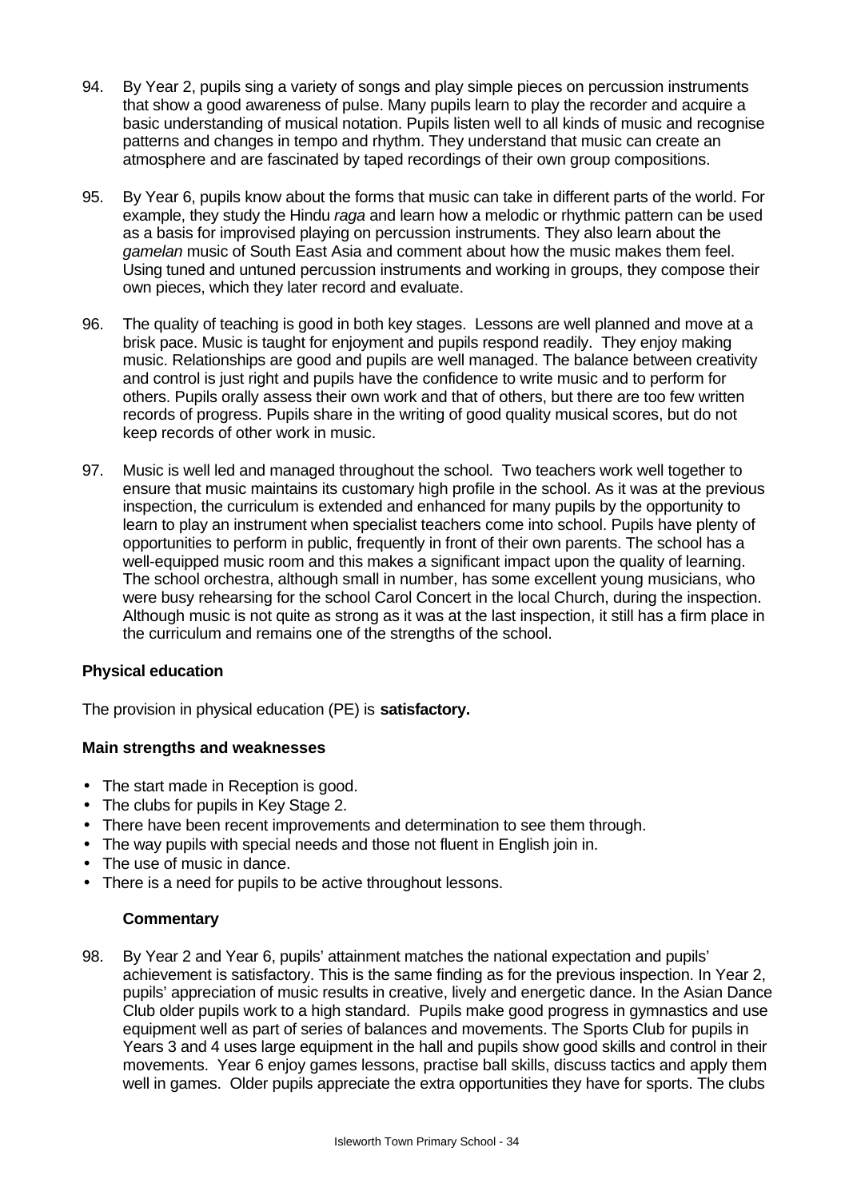94. By Year 2, pupils sing a variety of songs and play simple pieces on percussion instruments that show a good awareness of pulse. Many pupils learn to play the recorder and acquire a basic understanding of musical notation. Pupils listen well to all kinds of music and recognise patterns and changes in tempo and rhythm. They understand that music can create an atmosphere and are fascinated by taped recordings of their own group compositions.

95. By Year 6, pupils know about the forms that music can take in different parts of the world. For example, they study the Hindu *raga* and learn how a melodic or rhythmic pattern can be used as a basis for improvised playing on percussion instruments. They also learn about the *gamelan* music of South East Asia and comment about how the music makes them feel. Using tuned and untuned percussion instruments and working in groups, they compose their own pieces, which they later record and evaluate.

96. The quality of teaching is good in both key stages. Lessons are well planned and move at a brisk pace. Music is taught for enjoyment and pupils respond readily. They enjoy making music. Relationships are good and pupils are well managed. The balance between creativity and control is just right and pupils have the confidence to write music and to perform for others. Pupils orally assess their own work and that of others, but there are too few written records of progress. Pupils share in the writing of good quality musical scores, but do not keep records of other work in music.

97. Music is well led and managed throughout the school. Two teachers work well together to ensure that music maintains its customary high profile in the school. As it was at the previous inspection, the curriculum is extended and enhanced for many pupils by the opportunity to learn to play an instrument when specialist teachers come into school. Pupils have plenty of opportunities to perform in public, frequently in front of their own parents. The school has a well-equipped music room and this makes a significant impact upon the quality of learning. The school orchestra, although small in number, has some excellent young musicians, who were busy rehearsing for the school Carol Concert in the local Church, during the inspection. Although music is not quite as strong as it was at the last inspection, it still has a firm place in the curriculum and remains one of the strengths of the school.

**Physical education**

The provision in physical education (PE) is **satisfactory.**

**Main strengths and weaknesses**

- The start made in Reception is good.
- The clubs for pupils in Key Stage 2.
- There have been recent improvements and determination to see them through.
- The way pupils with special needs and those not fluent in English join in.
- The use of music in dance.
- There is a need for pupils to be active throughout lessons.

**Commentary**

98. By Year 2 and Year 6, pupils' attainment matches the national expectation and pupils' achievement is satisfactory. This is the same finding as for the previous inspection. In Year 2, pupils' appreciation of music results in creative, lively and energetic dance. In the Asian Dance Club older pupils work to a high standard. Pupils make good progress in gymnastics and use equipment well as part of series of balances and movements. The Sports Club for pupils in Years 3 and 4 uses large equipment in the hall and pupils show good skills and control in their movements. Year 6 enjoy games lessons, practise ball skills, discuss tactics and apply them well in games. Older pupils appreciate the extra opportunities they have for sports. The clubs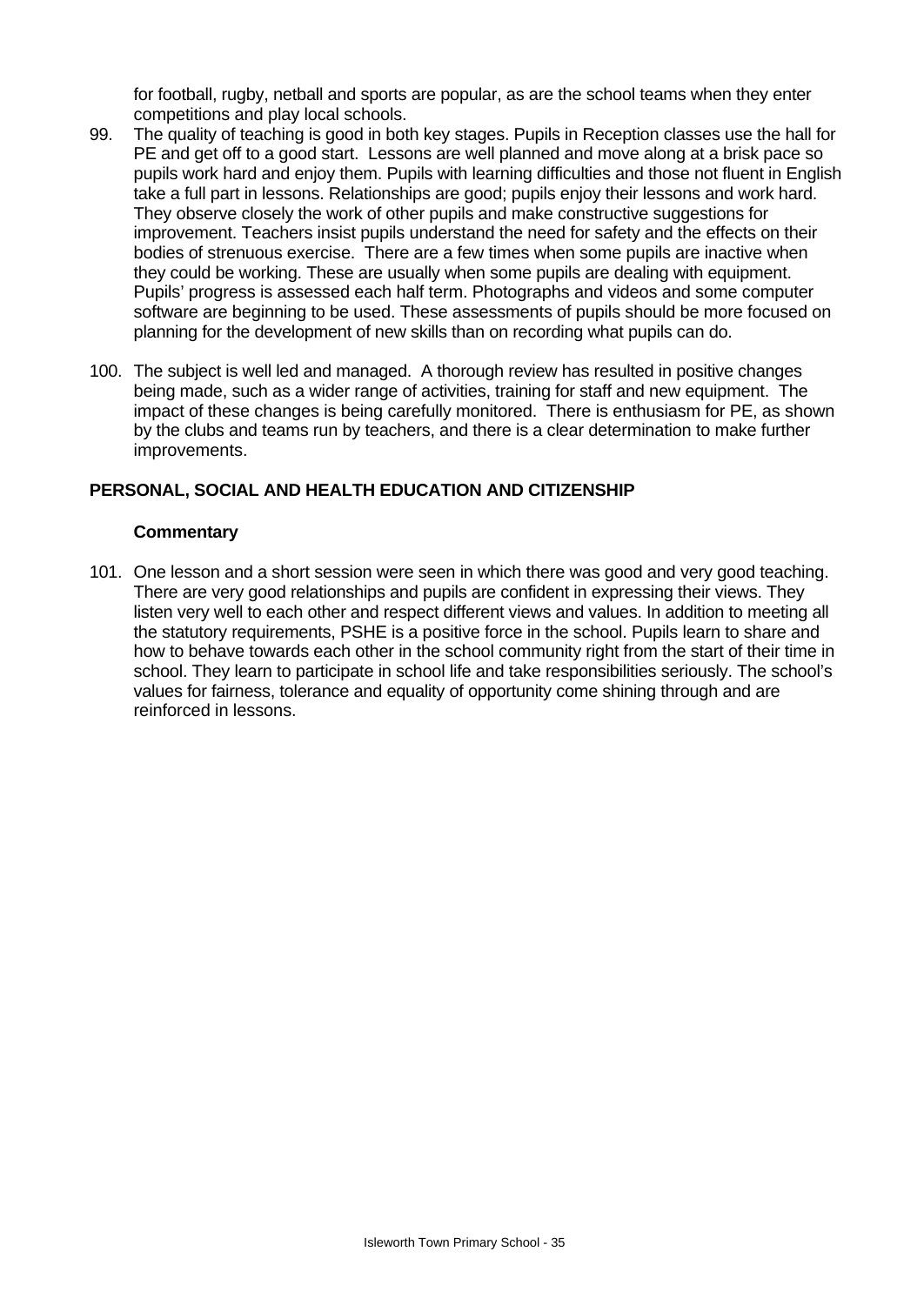for football, rugby, netball and sports are popular, as are the school teams when they enter competitions and play local schools.

99. The quality of teaching is good in both key stages. Pupils in Reception classes use the hall for PE and get off to a good start. Lessons are well planned and move along at a brisk pace so pupils work hard and enjoy them. Pupils with learning difficulties and those not fluent in English take a full part in lessons. Relationships are good; pupils enjoy their lessons and work hard. They observe closely the work of other pupils and make constructive suggestions for improvement. Teachers insist pupils understand the need for safety and the effects on their bodies of strenuous exercise. There are a few times when some pupils are inactive when they could be working. These are usually when some pupils are dealing with equipment. Pupils' progress is assessed each half term. Photographs and videos and some computer software are beginning to be used. These assessments of pupils should be more focused on planning for the development of new skills than on recording what pupils can do.

100. The subject is well led and managed. A thorough review has resulted in positive changes being made, such as a wider range of activities, training for staff and new equipment. The impact of these changes is being carefully monitored. There is enthusiasm for PE, as shown by the clubs and teams run by teachers, and there is a clear determination to make further improvements.

## PERSONAL, SOCIAL AND HEALTH EDUCATION AND CITIZENSHIP

### Commentary

101. One lesson and a short session were seen in which there was good and very good teaching. There are very good relationships and pupils are confident in expressing their views. They listen very well to each other and respect different views and values. In addition to meeting all the statutory requirements, PSHE is a positive force in the school. Pupils learn to share and how to behave towards each other in the school community right from the start of their time in school. They learn to participate in school life and take responsibilities seriously. The school's values for fairness, tolerance and equality of opportunity come shining through and are reinforced in lessons.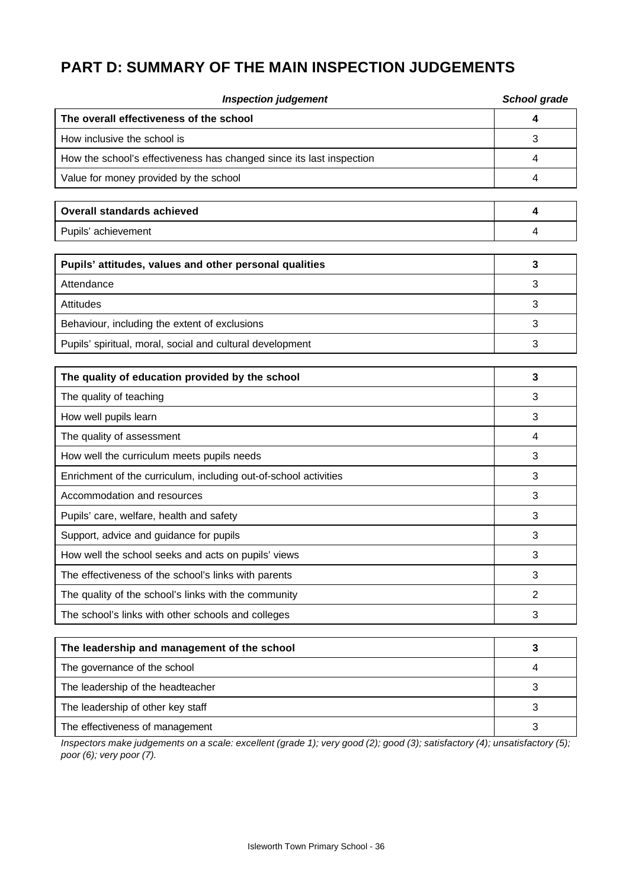# PART D: SUMMARY OF THE MAIN INSPECTION JUDGEMENTS

| *Inspection judgement* | *School grade* |
|---|---|
| **The overall effectiveness of the school** | **4** |
| How inclusive the school is | 3 |
| How the school's effectiveness has changed since its last inspection | 4 |
| Value for money provided by the school | 4 |
| | |
| **Overall standards achieved** | **4** |
| Pupils' achievement | 4 |
| | |
| **Pupils' attitudes, values and other personal qualities** | **3** |
| Attendance | 3 |
| Attitudes | 3 |
| Behaviour, including the extent of exclusions | 3 |
| Pupils' spiritual, moral, social and cultural development | 3 |
| | |
| **The quality of education provided by the school** | **3** |
| The quality of teaching | 3 |
| How well pupils learn | 3 |
| The quality of assessment | 4 |
| How well the curriculum meets pupils needs | 3 |
| Enrichment of the curriculum, including out-of-school activities | 3 |
| Accommodation and resources | 3 |
| Pupils' care, welfare, health and safety | 3 |
| Support, advice and guidance for pupils | 3 |
| How well the school seeks and acts on pupils' views | 3 |
| The effectiveness of the school's links with parents | 3 |
| The quality of the school's links with the community | 2 |
| The school's links with other schools and colleges | 3 |
| | |
| **The leadership and management of the school** | **3** |
| The governance of the school | 4 |
| The leadership of the headteacher | 3 |
| The leadership of other key staff | 3 |
| The effectiveness of management | 3 |

*Inspectors make judgements on a scale: excellent (grade 1); very good (2); good (3); satisfactory (4); unsatisfactory (5); poor (6); very poor (7).*